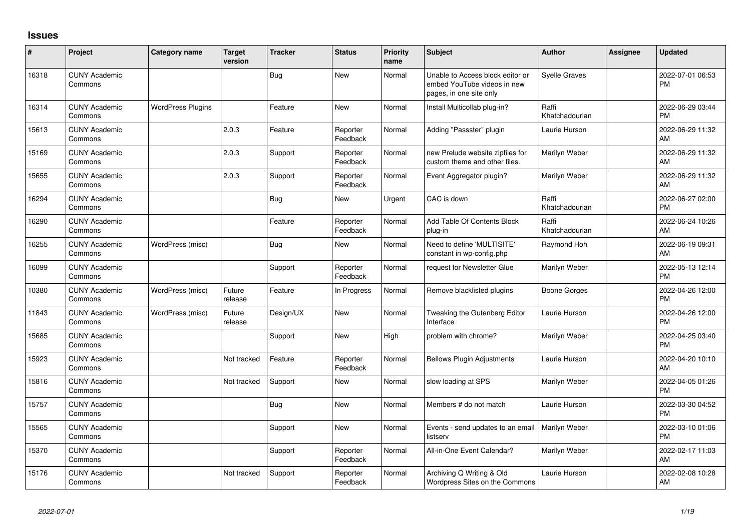## Issues

| # | Project | Category name | Target version | Tracker | Status | Priority name | Subject | Author | Assignee | Updated |
|---|---|---|---|---|---|---|---|---|---|---|
| 16318 | CUNY Academic Commons | | | Bug | New | Normal | Unable to Access block editor or embed YouTube videos in new pages, in one site only | Syelle Graves | | 2022-07-01 06:53 PM |
| 16314 | CUNY Academic Commons | WordPress Plugins | | Feature | New | Normal | Install Multicollab plug-in? | Raffi Khatchadourian | | 2022-06-29 03:44 PM |
| 15613 | CUNY Academic Commons | | 2.0.3 | Feature | Reporter Feedback | Normal | Adding "Passster" plugin | Laurie Hurson | | 2022-06-29 11:32 AM |
| 15169 | CUNY Academic Commons | | 2.0.3 | Support | Reporter Feedback | Normal | new Prelude website zipfiles for custom theme and other files. | Marilyn Weber | | 2022-06-29 11:32 AM |
| 15655 | CUNY Academic Commons | | 2.0.3 | Support | Reporter Feedback | Normal | Event Aggregator plugin? | Marilyn Weber | | 2022-06-29 11:32 AM |
| 16294 | CUNY Academic Commons | | | Bug | New | Urgent | CAC is down | Raffi Khatchadourian | | 2022-06-27 02:00 PM |
| 16290 | CUNY Academic Commons | | | Feature | Reporter Feedback | Normal | Add Table Of Contents Block plug-in | Raffi Khatchadourian | | 2022-06-24 10:26 AM |
| 16255 | CUNY Academic Commons | WordPress (misc) | | Bug | New | Normal | Need to define 'MULTISITE' constant in wp-config.php | Raymond Hoh | | 2022-06-19 09:31 AM |
| 16099 | CUNY Academic Commons | | | Support | Reporter Feedback | Normal | request for Newsletter Glue | Marilyn Weber | | 2022-05-13 12:14 PM |
| 10380 | CUNY Academic Commons | WordPress (misc) | Future release | Feature | In Progress | Normal | Remove blacklisted plugins | Boone Gorges | | 2022-04-26 12:00 PM |
| 11843 | CUNY Academic Commons | WordPress (misc) | Future release | Design/UX | New | Normal | Tweaking the Gutenberg Editor Interface | Laurie Hurson | | 2022-04-26 12:00 PM |
| 15685 | CUNY Academic Commons | | | Support | New | High | problem with chrome? | Marilyn Weber | | 2022-04-25 03:40 PM |
| 15923 | CUNY Academic Commons | | Not tracked | Feature | Reporter Feedback | Normal | Bellows Plugin Adjustments | Laurie Hurson | | 2022-04-20 10:10 AM |
| 15816 | CUNY Academic Commons | | Not tracked | Support | New | Normal | slow loading at SPS | Marilyn Weber | | 2022-04-05 01:26 PM |
| 15757 | CUNY Academic Commons | | | Bug | New | Normal | Members # do not match | Laurie Hurson | | 2022-03-30 04:52 PM |
| 15565 | CUNY Academic Commons | | | Support | New | Normal | Events - send updates to an email listserv | Marilyn Weber | | 2022-03-10 01:06 PM |
| 15370 | CUNY Academic Commons | | | Support | Reporter Feedback | Normal | All-in-One Event Calendar? | Marilyn Weber | | 2022-02-17 11:03 AM |
| 15176 | CUNY Academic Commons | | Not tracked | Support | Reporter Feedback | Normal | Archiving Q Writing & Old Wordpress Sites on the Commons | Laurie Hurson | | 2022-02-08 10:28 AM |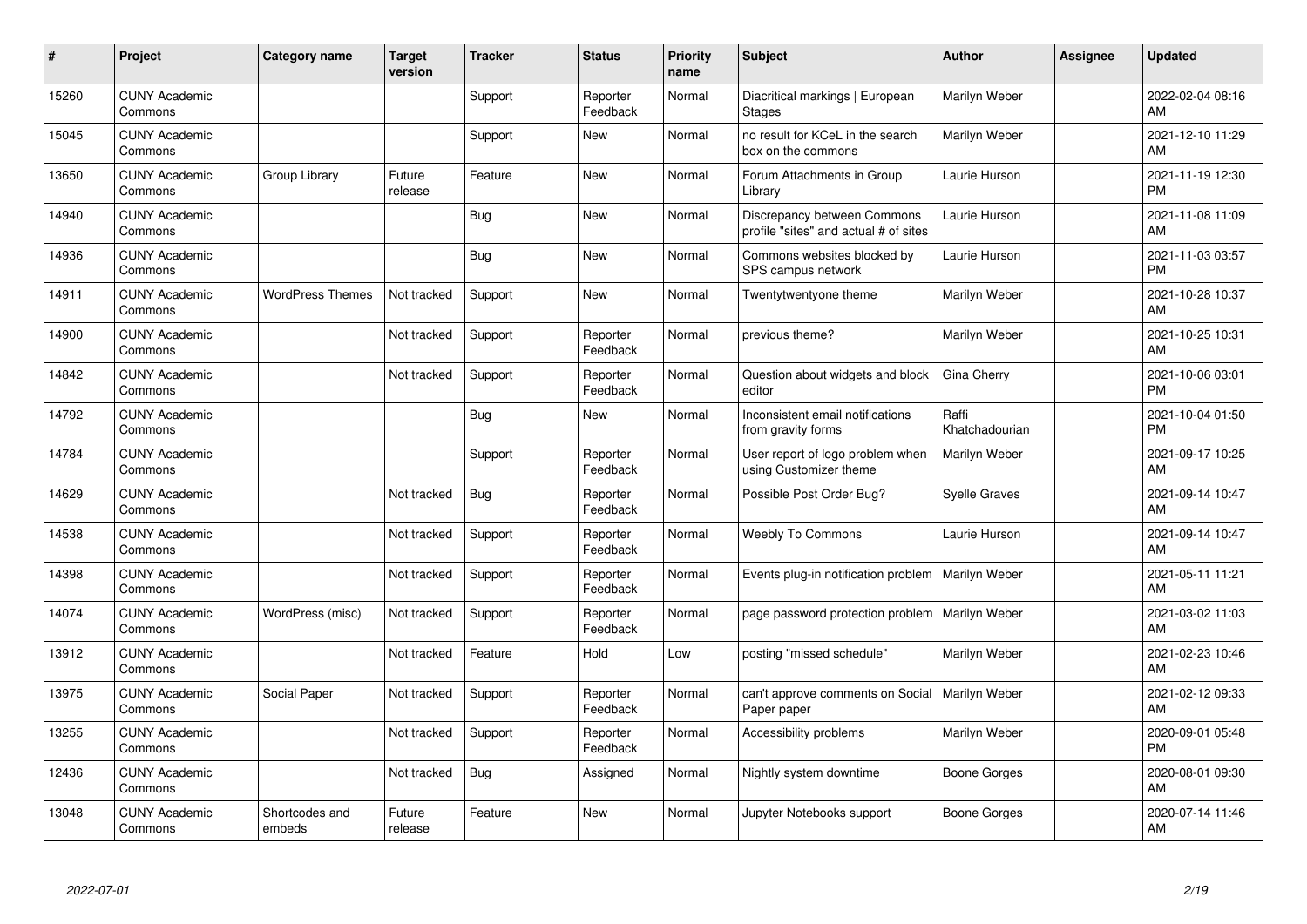| # | Project | Category name | Target version | Tracker | Status | Priority name | Subject | Author | Assignee | Updated |
|---|---|---|---|---|---|---|---|---|---|---|
| 15260 | CUNY Academic Commons | | | Support | Reporter Feedback | Normal | Diacritical markings \| European Stages | Marilyn Weber | | 2022-02-04 08:16 AM |
| 15045 | CUNY Academic Commons | | | Support | New | Normal | no result for KCeL in the search box on the commons | Marilyn Weber | | 2021-12-10 11:29 AM |
| 13650 | CUNY Academic Commons | Group Library | Future release | Feature | New | Normal | Forum Attachments in Group Library | Laurie Hurson | | 2021-11-19 12:30 PM |
| 14940 | CUNY Academic Commons | | | Bug | New | Normal | Discrepancy between Commons profile "sites" and actual # of sites | Laurie Hurson | | 2021-11-08 11:09 AM |
| 14936 | CUNY Academic Commons | | | Bug | New | Normal | Commons websites blocked by SPS campus network | Laurie Hurson | | 2021-11-03 03:57 PM |
| 14911 | CUNY Academic Commons | WordPress Themes | Not tracked | Support | New | Normal | Twentytwentyone theme | Marilyn Weber | | 2021-10-28 10:37 AM |
| 14900 | CUNY Academic Commons | | Not tracked | Support | Reporter Feedback | Normal | previous theme? | Marilyn Weber | | 2021-10-25 10:31 AM |
| 14842 | CUNY Academic Commons | | Not tracked | Support | Reporter Feedback | Normal | Question about widgets and block editor | Gina Cherry | | 2021-10-06 03:01 PM |
| 14792 | CUNY Academic Commons | | | Bug | New | Normal | Inconsistent email notifications from gravity forms | Raffi Khatchadourian | | 2021-10-04 01:50 PM |
| 14784 | CUNY Academic Commons | | | Support | Reporter Feedback | Normal | User report of logo problem when using Customizer theme | Marilyn Weber | | 2021-09-17 10:25 AM |
| 14629 | CUNY Academic Commons | | Not tracked | Bug | Reporter Feedback | Normal | Possible Post Order Bug? | Syelle Graves | | 2021-09-14 10:47 AM |
| 14538 | CUNY Academic Commons | | Not tracked | Support | Reporter Feedback | Normal | Weebly To Commons | Laurie Hurson | | 2021-09-14 10:47 AM |
| 14398 | CUNY Academic Commons | | Not tracked | Support | Reporter Feedback | Normal | Events plug-in notification problem | Marilyn Weber | | 2021-05-11 11:21 AM |
| 14074 | CUNY Academic Commons | WordPress (misc) | Not tracked | Support | Reporter Feedback | Normal | page password protection problem | Marilyn Weber | | 2021-03-02 11:03 AM |
| 13912 | CUNY Academic Commons | | Not tracked | Feature | Hold | Low | posting "missed schedule" | Marilyn Weber | | 2021-02-23 10:46 AM |
| 13975 | CUNY Academic Commons | Social Paper | Not tracked | Support | Reporter Feedback | Normal | can't approve comments on Social Paper paper | Marilyn Weber | | 2021-02-12 09:33 AM |
| 13255 | CUNY Academic Commons | | Not tracked | Support | Reporter Feedback | Normal | Accessibility problems | Marilyn Weber | | 2020-09-01 05:48 PM |
| 12436 | CUNY Academic Commons | | Not tracked | Bug | Assigned | Normal | Nightly system downtime | Boone Gorges | | 2020-08-01 09:30 AM |
| 13048 | CUNY Academic Commons | Shortcodes and embeds | Future release | Feature | New | Normal | Jupyter Notebooks support | Boone Gorges | | 2020-07-14 11:46 AM |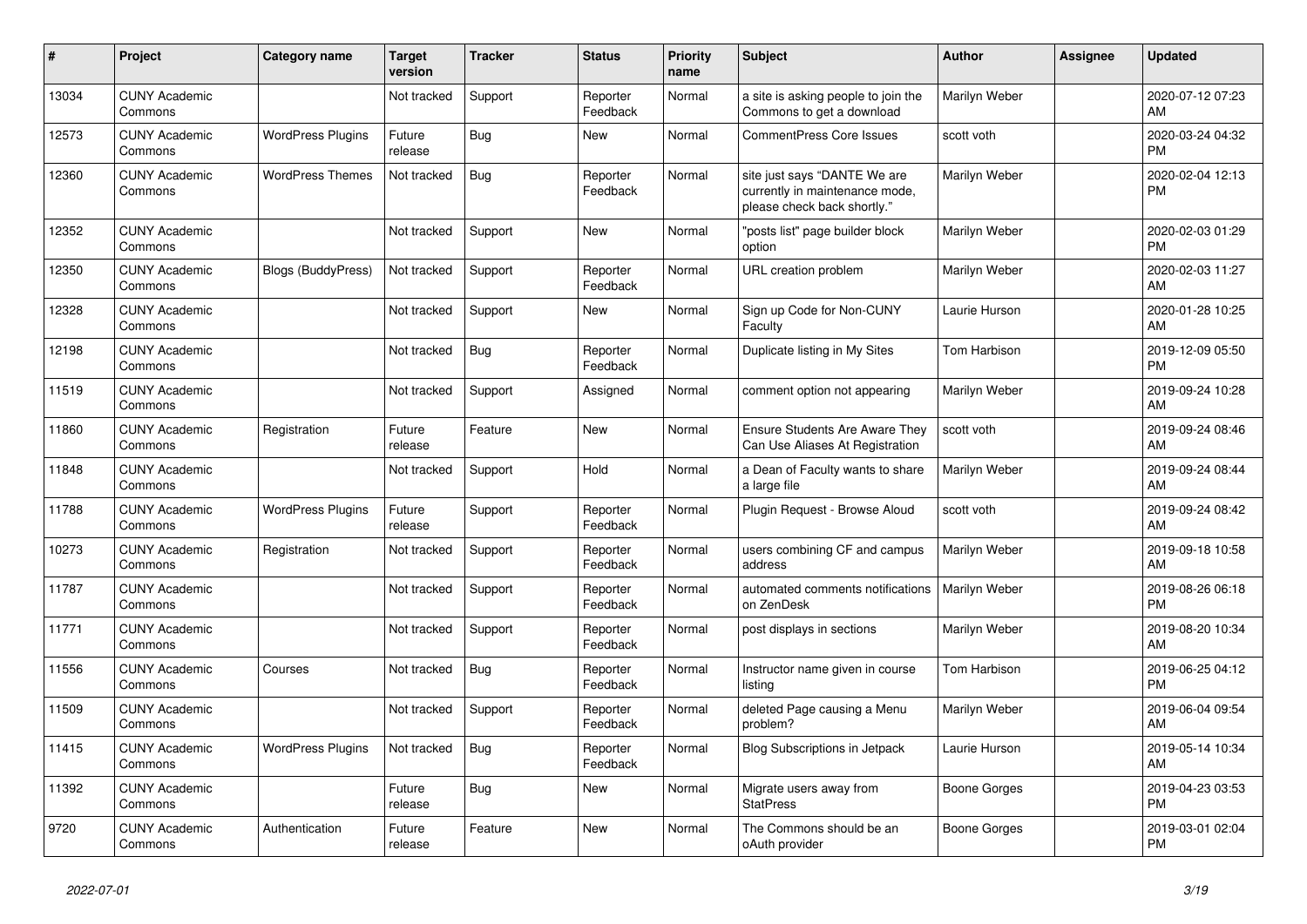| # | Project | Category name | Target version | Tracker | Status | Priority name | Subject | Author | Assignee | Updated |
|---|---|---|---|---|---|---|---|---|---|---|
| 13034 | CUNY Academic Commons | | Not tracked | Support | Reporter Feedback | Normal | a site is asking people to join the Commons to get a download | Marilyn Weber | | 2020-07-12 07:23 AM |
| 12573 | CUNY Academic Commons | WordPress Plugins | Future release | Bug | New | Normal | CommentPress Core Issues | scott voth | | 2020-03-24 04:32 PM |
| 12360 | CUNY Academic Commons | WordPress Themes | Not tracked | Bug | Reporter Feedback | Normal | site just says "DANTE We are currently in maintenance mode, please check back shortly." | Marilyn Weber | | 2020-02-04 12:13 PM |
| 12352 | CUNY Academic Commons | | Not tracked | Support | New | Normal | "posts list" page builder block option | Marilyn Weber | | 2020-02-03 01:29 PM |
| 12350 | CUNY Academic Commons | Blogs (BuddyPress) | Not tracked | Support | Reporter Feedback | Normal | URL creation problem | Marilyn Weber | | 2020-02-03 11:27 AM |
| 12328 | CUNY Academic Commons | | Not tracked | Support | New | Normal | Sign up Code for Non-CUNY Faculty | Laurie Hurson | | 2020-01-28 10:25 AM |
| 12198 | CUNY Academic Commons | | Not tracked | Bug | Reporter Feedback | Normal | Duplicate listing in My Sites | Tom Harbison | | 2019-12-09 05:50 PM |
| 11519 | CUNY Academic Commons | | Not tracked | Support | Assigned | Normal | comment option not appearing | Marilyn Weber | | 2019-09-24 10:28 AM |
| 11860 | CUNY Academic Commons | Registration | Future release | Feature | New | Normal | Ensure Students Are Aware They Can Use Aliases At Registration | scott voth | | 2019-09-24 08:46 AM |
| 11848 | CUNY Academic Commons | | Not tracked | Support | Hold | Normal | a Dean of Faculty wants to share a large file | Marilyn Weber | | 2019-09-24 08:44 AM |
| 11788 | CUNY Academic Commons | WordPress Plugins | Future release | Support | Reporter Feedback | Normal | Plugin Request - Browse Aloud | scott voth | | 2019-09-24 08:42 AM |
| 10273 | CUNY Academic Commons | Registration | Not tracked | Support | Reporter Feedback | Normal | users combining CF and campus address | Marilyn Weber | | 2019-09-18 10:58 AM |
| 11787 | CUNY Academic Commons | | Not tracked | Support | Reporter Feedback | Normal | automated comments notifications on ZenDesk | Marilyn Weber | | 2019-08-26 06:18 PM |
| 11771 | CUNY Academic Commons | | Not tracked | Support | Reporter Feedback | Normal | post displays in sections | Marilyn Weber | | 2019-08-20 10:34 AM |
| 11556 | CUNY Academic Commons | Courses | Not tracked | Bug | Reporter Feedback | Normal | Instructor name given in course listing | Tom Harbison | | 2019-06-25 04:12 PM |
| 11509 | CUNY Academic Commons | | Not tracked | Support | Reporter Feedback | Normal | deleted Page causing a Menu problem? | Marilyn Weber | | 2019-06-04 09:54 AM |
| 11415 | CUNY Academic Commons | WordPress Plugins | Not tracked | Bug | Reporter Feedback | Normal | Blog Subscriptions in Jetpack | Laurie Hurson | | 2019-05-14 10:34 AM |
| 11392 | CUNY Academic Commons | | Future release | Bug | New | Normal | Migrate users away from StatPress | Boone Gorges | | 2019-04-23 03:53 PM |
| 9720 | CUNY Academic Commons | Authentication | Future release | Feature | New | Normal | The Commons should be an oAuth provider | Boone Gorges | | 2019-03-01 02:04 PM |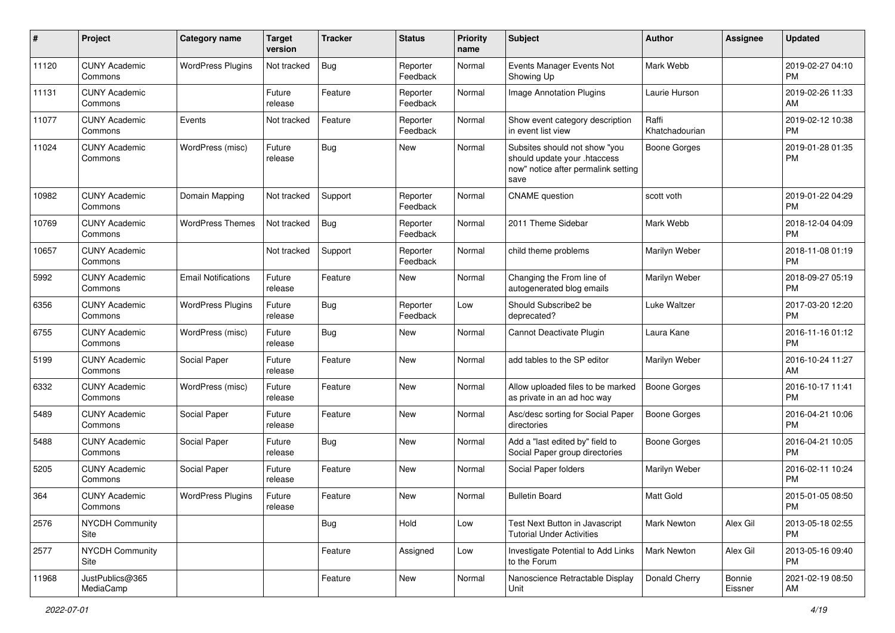| # | Project | Category name | Target version | Tracker | Status | Priority name | Subject | Author | Assignee | Updated |
|---|---|---|---|---|---|---|---|---|---|---|
| 11120 | CUNY Academic Commons | WordPress Plugins | Not tracked | Bug | Reporter Feedback | Normal | Events Manager Events Not Showing Up | Mark Webb | | 2019-02-27 04:10 PM |
| 11131 | CUNY Academic Commons | | Future release | Feature | Reporter Feedback | Normal | Image Annotation Plugins | Laurie Hurson | | 2019-02-26 11:33 AM |
| 11077 | CUNY Academic Commons | Events | Not tracked | Feature | Reporter Feedback | Normal | Show event category description in event list view | Raffi Khatchadourian | | 2019-02-12 10:38 PM |
| 11024 | CUNY Academic Commons | WordPress (misc) | Future release | Bug | New | Normal | Subsites should not show "you should update your .htaccess now" notice after permalink setting save | Boone Gorges | | 2019-01-28 01:35 PM |
| 10982 | CUNY Academic Commons | Domain Mapping | Not tracked | Support | Reporter Feedback | Normal | CNAME question | scott voth | | 2019-01-22 04:29 PM |
| 10769 | CUNY Academic Commons | WordPress Themes | Not tracked | Bug | Reporter Feedback | Normal | 2011 Theme Sidebar | Mark Webb | | 2018-12-04 04:09 PM |
| 10657 | CUNY Academic Commons | | Not tracked | Support | Reporter Feedback | Normal | child theme problems | Marilyn Weber | | 2018-11-08 01:19 PM |
| 5992 | CUNY Academic Commons | Email Notifications | Future release | Feature | New | Normal | Changing the From line of autogenerated blog emails | Marilyn Weber | | 2018-09-27 05:19 PM |
| 6356 | CUNY Academic Commons | WordPress Plugins | Future release | Bug | Reporter Feedback | Low | Should Subscribe2 be deprecated? | Luke Waltzer | | 2017-03-20 12:20 PM |
| 6755 | CUNY Academic Commons | WordPress (misc) | Future release | Bug | New | Normal | Cannot Deactivate Plugin | Laura Kane | | 2016-11-16 01:12 PM |
| 5199 | CUNY Academic Commons | Social Paper | Future release | Feature | New | Normal | add tables to the SP editor | Marilyn Weber | | 2016-10-24 11:27 AM |
| 6332 | CUNY Academic Commons | WordPress (misc) | Future release | Feature | New | Normal | Allow uploaded files to be marked as private in an ad hoc way | Boone Gorges | | 2016-10-17 11:41 PM |
| 5489 | CUNY Academic Commons | Social Paper | Future release | Feature | New | Normal | Asc/desc sorting for Social Paper directories | Boone Gorges | | 2016-04-21 10:06 PM |
| 5488 | CUNY Academic Commons | Social Paper | Future release | Bug | New | Normal | Add a "last edited by" field to Social Paper group directories | Boone Gorges | | 2016-04-21 10:05 PM |
| 5205 | CUNY Academic Commons | Social Paper | Future release | Feature | New | Normal | Social Paper folders | Marilyn Weber | | 2016-02-11 10:24 PM |
| 364 | CUNY Academic Commons | WordPress Plugins | Future release | Feature | New | Normal | Bulletin Board | Matt Gold | | 2015-01-05 08:50 PM |
| 2576 | NYCDH Community Site | | | Bug | Hold | Low | Test Next Button in Javascript Tutorial Under Activities | Mark Newton | Alex Gil | 2013-05-18 02:55 PM |
| 2577 | NYCDH Community Site | | | Feature | Assigned | Low | Investigate Potential to Add Links to the Forum | Mark Newton | Alex Gil | 2013-05-16 09:40 PM |
| 11968 | JustPublics@365 MediaCamp | | | Feature | New | Normal | Nanoscience Retractable Display Unit | Donald Cherry | Bonnie Eissner | 2021-02-19 08:50 AM |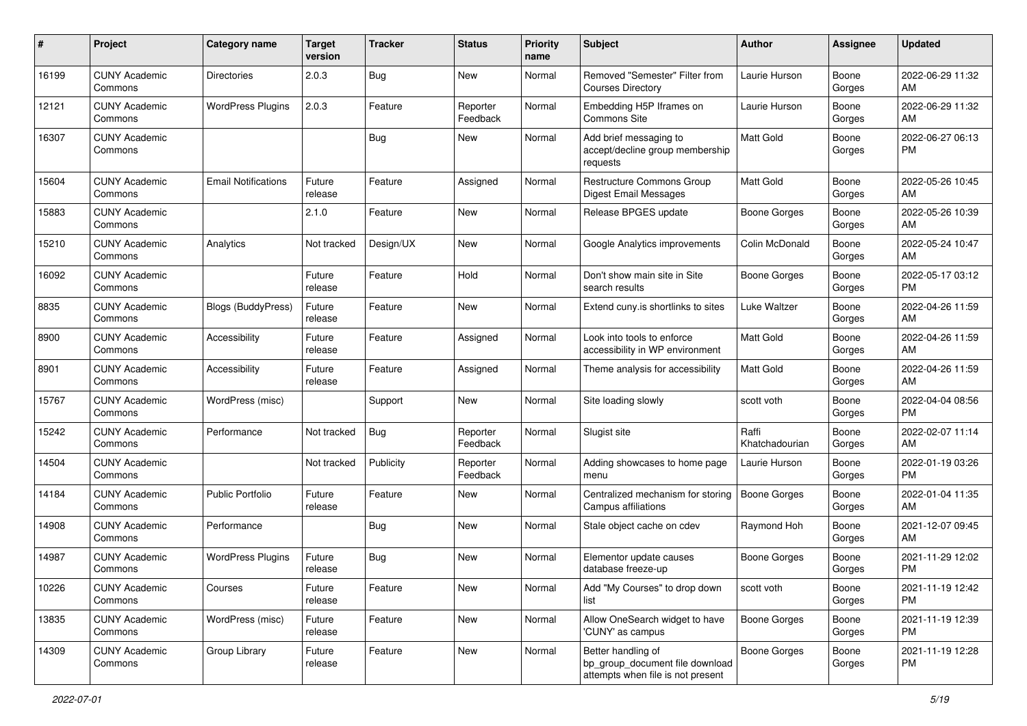| # | Project | Category name | Target version | Tracker | Status | Priority name | Subject | Author | Assignee | Updated |
|---|---|---|---|---|---|---|---|---|---|---|
| 16199 | CUNY Academic Commons | Directories | 2.0.3 | Bug | New | Normal | Removed "Semester" Filter from Courses Directory | Laurie Hurson | Boone Gorges | 2022-06-29 11:32 AM |
| 12121 | CUNY Academic Commons | WordPress Plugins | 2.0.3 | Feature | Reporter Feedback | Normal | Embedding H5P Iframes on Commons Site | Laurie Hurson | Boone Gorges | 2022-06-29 11:32 AM |
| 16307 | CUNY Academic Commons | | | Bug | New | Normal | Add brief messaging to accept/decline group membership requests | Matt Gold | Boone Gorges | 2022-06-27 06:13 PM |
| 15604 | CUNY Academic Commons | Email Notifications | Future release | Feature | Assigned | Normal | Restructure Commons Group Digest Email Messages | Matt Gold | Boone Gorges | 2022-05-26 10:45 AM |
| 15883 | CUNY Academic Commons | | 2.1.0 | Feature | New | Normal | Release BPGES update | Boone Gorges | Boone Gorges | 2022-05-26 10:39 AM |
| 15210 | CUNY Academic Commons | Analytics | Not tracked | Design/UX | New | Normal | Google Analytics improvements | Colin McDonald | Boone Gorges | 2022-05-24 10:47 AM |
| 16092 | CUNY Academic Commons | | Future release | Feature | Hold | Normal | Don't show main site in Site search results | Boone Gorges | Boone Gorges | 2022-05-17 03:12 PM |
| 8835 | CUNY Academic Commons | Blogs (BuddyPress) | Future release | Feature | New | Normal | Extend cuny.is shortlinks to sites | Luke Waltzer | Boone Gorges | 2022-04-26 11:59 AM |
| 8900 | CUNY Academic Commons | Accessibility | Future release | Feature | Assigned | Normal | Look into tools to enforce accessibility in WP environment | Matt Gold | Boone Gorges | 2022-04-26 11:59 AM |
| 8901 | CUNY Academic Commons | Accessibility | Future release | Feature | Assigned | Normal | Theme analysis for accessibility | Matt Gold | Boone Gorges | 2022-04-26 11:59 AM |
| 15767 | CUNY Academic Commons | WordPress (misc) | | Support | New | Normal | Site loading slowly | scott voth | Boone Gorges | 2022-04-04 08:56 PM |
| 15242 | CUNY Academic Commons | Performance | Not tracked | Bug | Reporter Feedback | Normal | Slugist site | Raffi Khatchadourian | Boone Gorges | 2022-02-07 11:14 AM |
| 14504 | CUNY Academic Commons | | Not tracked | Publicity | Reporter Feedback | Normal | Adding showcases to home page menu | Laurie Hurson | Boone Gorges | 2022-01-19 03:26 PM |
| 14184 | CUNY Academic Commons | Public Portfolio | Future release | Feature | New | Normal | Centralized mechanism for storing Campus affiliations | Boone Gorges | Boone Gorges | 2022-01-04 11:35 AM |
| 14908 | CUNY Academic Commons | Performance | | Bug | New | Normal | Stale object cache on cdev | Raymond Hoh | Boone Gorges | 2021-12-07 09:45 AM |
| 14987 | CUNY Academic Commons | WordPress Plugins | Future release | Bug | New | Normal | Elementor update causes database freeze-up | Boone Gorges | Boone Gorges | 2021-11-29 12:02 PM |
| 10226 | CUNY Academic Commons | Courses | Future release | Feature | New | Normal | Add "My Courses" to drop down list | scott voth | Boone Gorges | 2021-11-19 12:42 PM |
| 13835 | CUNY Academic Commons | WordPress (misc) | Future release | Feature | New | Normal | Allow OneSearch widget to have 'CUNY' as campus | Boone Gorges | Boone Gorges | 2021-11-19 12:39 PM |
| 14309 | CUNY Academic Commons | Group Library | Future release | Feature | New | Normal | Better handling of bp_group_document file download attempts when file is not present | Boone Gorges | Boone Gorges | 2021-11-19 12:28 PM |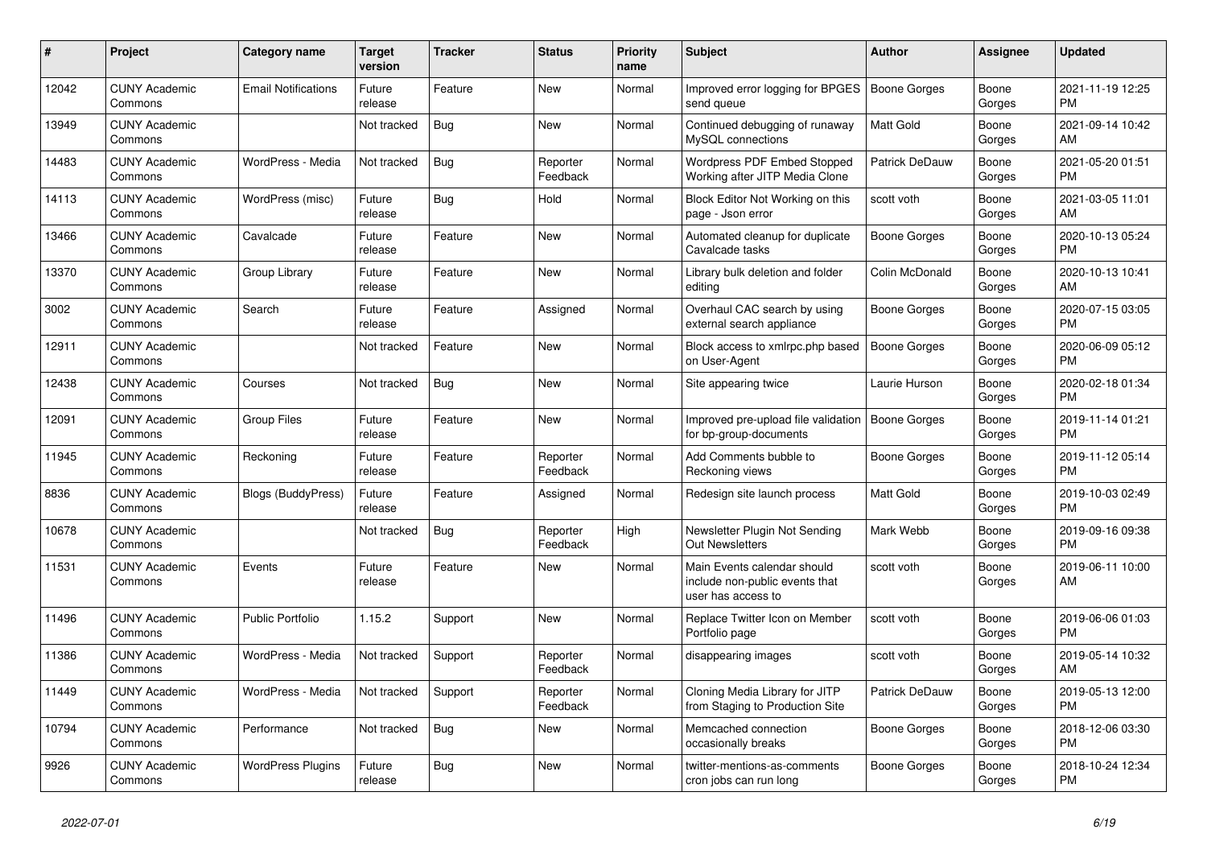| # | Project | Category name | Target version | Tracker | Status | Priority name | Subject | Author | Assignee | Updated |
|---|---|---|---|---|---|---|---|---|---|---|
| 12042 | CUNY Academic Commons | Email Notifications | Future release | Feature | New | Normal | Improved error logging for BPGES send queue | Boone Gorges | Boone Gorges | 2021-11-19 12:25 PM |
| 13949 | CUNY Academic Commons | | Not tracked | Bug | New | Normal | Continued debugging of runaway MySQL connections | Matt Gold | Boone Gorges | 2021-09-14 10:42 AM |
| 14483 | CUNY Academic Commons | WordPress - Media | Not tracked | Bug | Reporter Feedback | Normal | Wordpress PDF Embed Stopped Working after JITP Media Clone | Patrick DeDauw | Boone Gorges | 2021-05-20 01:51 PM |
| 14113 | CUNY Academic Commons | WordPress (misc) | Future release | Bug | Hold | Normal | Block Editor Not Working on this page - Json error | scott voth | Boone Gorges | 2021-03-05 11:01 AM |
| 13466 | CUNY Academic Commons | Cavalcade | Future release | Feature | New | Normal | Automated cleanup for duplicate Cavalcade tasks | Boone Gorges | Boone Gorges | 2020-10-13 05:24 PM |
| 13370 | CUNY Academic Commons | Group Library | Future release | Feature | New | Normal | Library bulk deletion and folder editing | Colin McDonald | Boone Gorges | 2020-10-13 10:41 AM |
| 3002 | CUNY Academic Commons | Search | Future release | Feature | Assigned | Normal | Overhaul CAC search by using external search appliance | Boone Gorges | Boone Gorges | 2020-07-15 03:05 PM |
| 12911 | CUNY Academic Commons | | Not tracked | Feature | New | Normal | Block access to xmlrpc.php based on User-Agent | Boone Gorges | Boone Gorges | 2020-06-09 05:12 PM |
| 12438 | CUNY Academic Commons | Courses | Not tracked | Bug | New | Normal | Site appearing twice | Laurie Hurson | Boone Gorges | 2020-02-18 01:34 PM |
| 12091 | CUNY Academic Commons | Group Files | Future release | Feature | New | Normal | Improved pre-upload file validation for bp-group-documents | Boone Gorges | Boone Gorges | 2019-11-14 01:21 PM |
| 11945 | CUNY Academic Commons | Reckoning | Future release | Feature | Reporter Feedback | Normal | Add Comments bubble to Reckoning views | Boone Gorges | Boone Gorges | 2019-11-12 05:14 PM |
| 8836 | CUNY Academic Commons | Blogs (BuddyPress) | Future release | Feature | Assigned | Normal | Redesign site launch process | Matt Gold | Boone Gorges | 2019-10-03 02:49 PM |
| 10678 | CUNY Academic Commons | | Not tracked | Bug | Reporter Feedback | High | Newsletter Plugin Not Sending Out Newsletters | Mark Webb | Boone Gorges | 2019-09-16 09:38 PM |
| 11531 | CUNY Academic Commons | Events | Future release | Feature | New | Normal | Main Events calendar should include non-public events that user has access to | scott voth | Boone Gorges | 2019-06-11 10:00 AM |
| 11496 | CUNY Academic Commons | Public Portfolio | 1.15.2 | Support | New | Normal | Replace Twitter Icon on Member Portfolio page | scott voth | Boone Gorges | 2019-06-06 01:03 PM |
| 11386 | CUNY Academic Commons | WordPress - Media | Not tracked | Support | Reporter Feedback | Normal | disappearing images | scott voth | Boone Gorges | 2019-05-14 10:32 AM |
| 11449 | CUNY Academic Commons | WordPress - Media | Not tracked | Support | Reporter Feedback | Normal | Cloning Media Library for JITP from Staging to Production Site | Patrick DeDauw | Boone Gorges | 2019-05-13 12:00 PM |
| 10794 | CUNY Academic Commons | Performance | Not tracked | Bug | New | Normal | Memcached connection occasionally breaks | Boone Gorges | Boone Gorges | 2018-12-06 03:30 PM |
| 9926 | CUNY Academic Commons | WordPress Plugins | Future release | Bug | New | Normal | twitter-mentions-as-comments cron jobs can run long | Boone Gorges | Boone Gorges | 2018-10-24 12:34 PM |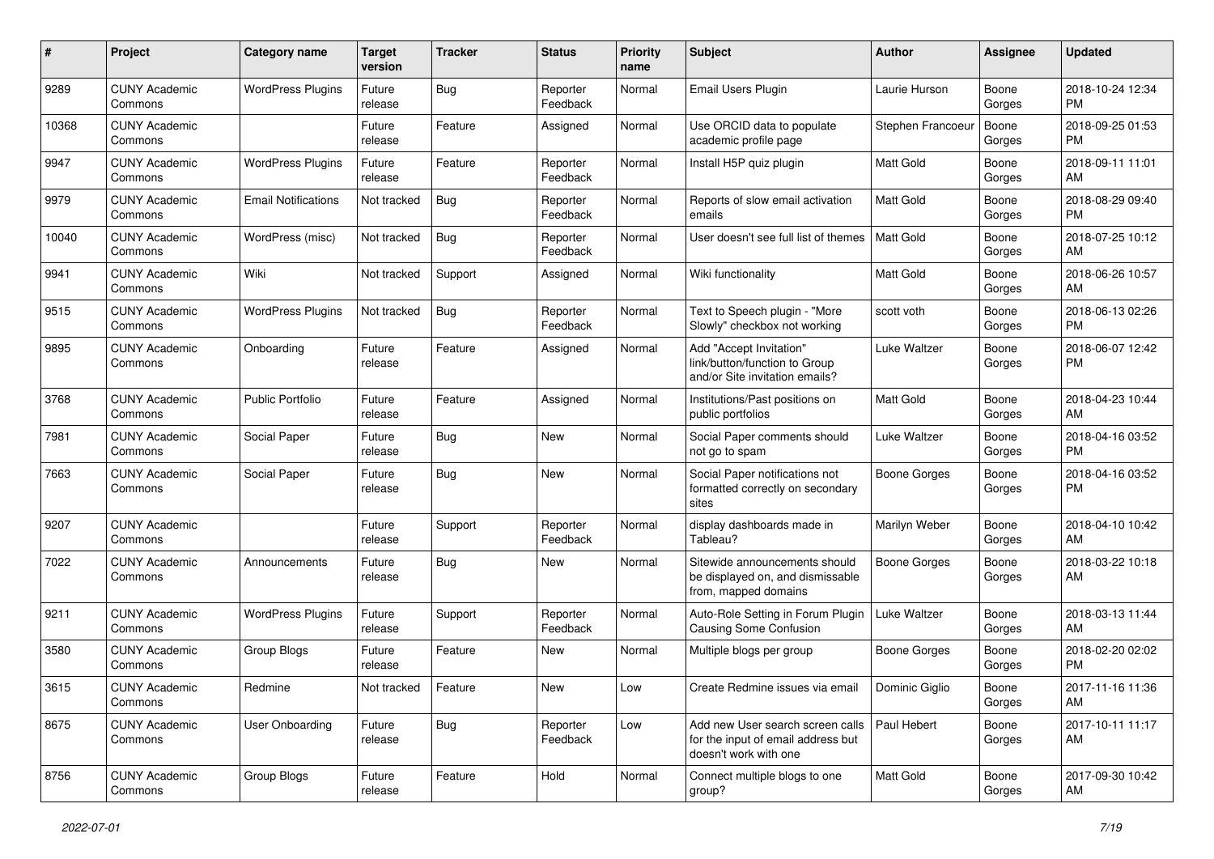| # | Project | Category name | Target version | Tracker | Status | Priority name | Subject | Author | Assignee | Updated |
|---|---|---|---|---|---|---|---|---|---|---|
| 9289 | CUNY Academic Commons | WordPress Plugins | Future release | Bug | Reporter Feedback | Normal | Email Users Plugin | Laurie Hurson | Boone Gorges | 2018-10-24 12:34 PM |
| 10368 | CUNY Academic Commons | | Future release | Feature | Assigned | Normal | Use ORCID data to populate academic profile page | Stephen Francoeur | Boone Gorges | 2018-09-25 01:53 PM |
| 9947 | CUNY Academic Commons | WordPress Plugins | Future release | Feature | Reporter Feedback | Normal | Install H5P quiz plugin | Matt Gold | Boone Gorges | 2018-09-11 11:01 AM |
| 9979 | CUNY Academic Commons | Email Notifications | Not tracked | Bug | Reporter Feedback | Normal | Reports of slow email activation emails | Matt Gold | Boone Gorges | 2018-08-29 09:40 PM |
| 10040 | CUNY Academic Commons | WordPress (misc) | Not tracked | Bug | Reporter Feedback | Normal | User doesn't see full list of themes | Matt Gold | Boone Gorges | 2018-07-25 10:12 AM |
| 9941 | CUNY Academic Commons | Wiki | Not tracked | Support | Assigned | Normal | Wiki functionality | Matt Gold | Boone Gorges | 2018-06-26 10:57 AM |
| 9515 | CUNY Academic Commons | WordPress Plugins | Not tracked | Bug | Reporter Feedback | Normal | Text to Speech plugin - "More Slowly" checkbox not working | scott voth | Boone Gorges | 2018-06-13 02:26 PM |
| 9895 | CUNY Academic Commons | Onboarding | Future release | Feature | Assigned | Normal | Add "Accept Invitation" link/button/function to Group and/or Site invitation emails? | Luke Waltzer | Boone Gorges | 2018-06-07 12:42 PM |
| 3768 | CUNY Academic Commons | Public Portfolio | Future release | Feature | Assigned | Normal | Institutions/Past positions on public portfolios | Matt Gold | Boone Gorges | 2018-04-23 10:44 AM |
| 7981 | CUNY Academic Commons | Social Paper | Future release | Bug | New | Normal | Social Paper comments should not go to spam | Luke Waltzer | Boone Gorges | 2018-04-16 03:52 PM |
| 7663 | CUNY Academic Commons | Social Paper | Future release | Bug | New | Normal | Social Paper notifications not formatted correctly on secondary sites | Boone Gorges | Boone Gorges | 2018-04-16 03:52 PM |
| 9207 | CUNY Academic Commons | | Future release | Support | Reporter Feedback | Normal | display dashboards made in Tableau? | Marilyn Weber | Boone Gorges | 2018-04-10 10:42 AM |
| 7022 | CUNY Academic Commons | Announcements | Future release | Bug | New | Normal | Sitewide announcements should be displayed on, and dismissable from, mapped domains | Boone Gorges | Boone Gorges | 2018-03-22 10:18 AM |
| 9211 | CUNY Academic Commons | WordPress Plugins | Future release | Support | Reporter Feedback | Normal | Auto-Role Setting in Forum Plugin Causing Some Confusion | Luke Waltzer | Boone Gorges | 2018-03-13 11:44 AM |
| 3580 | CUNY Academic Commons | Group Blogs | Future release | Feature | New | Normal | Multiple blogs per group | Boone Gorges | Boone Gorges | 2018-02-20 02:02 PM |
| 3615 | CUNY Academic Commons | Redmine | Not tracked | Feature | New | Low | Create Redmine issues via email | Dominic Giglio | Boone Gorges | 2017-11-16 11:36 AM |
| 8675 | CUNY Academic Commons | User Onboarding | Future release | Bug | Reporter Feedback | Low | Add new User search screen calls for the input of email address but doesn't work with one | Paul Hebert | Boone Gorges | 2017-10-11 11:17 AM |
| 8756 | CUNY Academic Commons | Group Blogs | Future release | Feature | Hold | Normal | Connect multiple blogs to one group? | Matt Gold | Boone Gorges | 2017-09-30 10:42 AM |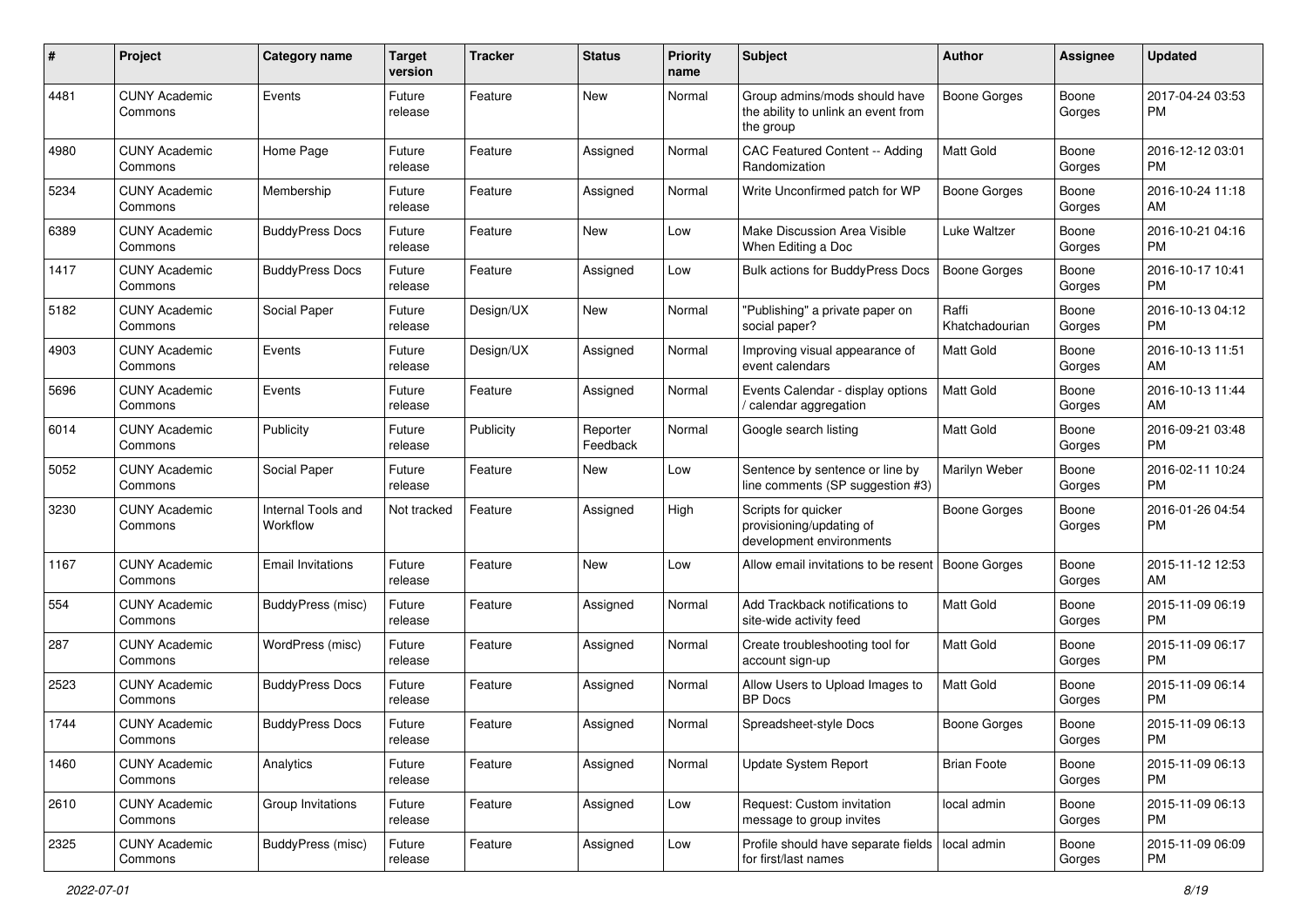| # | Project | Category name | Target version | Tracker | Status | Priority name | Subject | Author | Assignee | Updated |
|---|---|---|---|---|---|---|---|---|---|---|
| 4481 | CUNY Academic Commons | Events | Future release | Feature | New | Normal | Group admins/mods should have the ability to unlink an event from the group | Boone Gorges | Boone Gorges | 2017-04-24 03:53 PM |
| 4980 | CUNY Academic Commons | Home Page | Future release | Feature | Assigned | Normal | CAC Featured Content -- Adding Randomization | Matt Gold | Boone Gorges | 2016-12-12 03:01 PM |
| 5234 | CUNY Academic Commons | Membership | Future release | Feature | Assigned | Normal | Write Unconfirmed patch for WP | Boone Gorges | Boone Gorges | 2016-10-24 11:18 AM |
| 6389 | CUNY Academic Commons | BuddyPress Docs | Future release | Feature | New | Low | Make Discussion Area Visible When Editing a Doc | Luke Waltzer | Boone Gorges | 2016-10-21 04:16 PM |
| 1417 | CUNY Academic Commons | BuddyPress Docs | Future release | Feature | Assigned | Low | Bulk actions for BuddyPress Docs | Boone Gorges | Boone Gorges | 2016-10-17 10:41 PM |
| 5182 | CUNY Academic Commons | Social Paper | Future release | Design/UX | New | Normal | "Publishing" a private paper on social paper? | Raffi Khatchadourian | Boone Gorges | 2016-10-13 04:12 PM |
| 4903 | CUNY Academic Commons | Events | Future release | Design/UX | Assigned | Normal | Improving visual appearance of event calendars | Matt Gold | Boone Gorges | 2016-10-13 11:51 AM |
| 5696 | CUNY Academic Commons | Events | Future release | Feature | Assigned | Normal | Events Calendar - display options / calendar aggregation | Matt Gold | Boone Gorges | 2016-10-13 11:44 AM |
| 6014 | CUNY Academic Commons | Publicity | Future release | Publicity | Reporter Feedback | Normal | Google search listing | Matt Gold | Boone Gorges | 2016-09-21 03:48 PM |
| 5052 | CUNY Academic Commons | Social Paper | Future release | Feature | New | Low | Sentence by sentence or line by line comments (SP suggestion #3) | Marilyn Weber | Boone Gorges | 2016-02-11 10:24 PM |
| 3230 | CUNY Academic Commons | Internal Tools and Workflow | Not tracked | Feature | Assigned | High | Scripts for quicker provisioning/updating of development environments | Boone Gorges | Boone Gorges | 2016-01-26 04:54 PM |
| 1167 | CUNY Academic Commons | Email Invitations | Future release | Feature | New | Low | Allow email invitations to be resent | Boone Gorges | Boone Gorges | 2015-11-12 12:53 AM |
| 554 | CUNY Academic Commons | BuddyPress (misc) | Future release | Feature | Assigned | Normal | Add Trackback notifications to site-wide activity feed | Matt Gold | Boone Gorges | 2015-11-09 06:19 PM |
| 287 | CUNY Academic Commons | WordPress (misc) | Future release | Feature | Assigned | Normal | Create troubleshooting tool for account sign-up | Matt Gold | Boone Gorges | 2015-11-09 06:17 PM |
| 2523 | CUNY Academic Commons | BuddyPress Docs | Future release | Feature | Assigned | Normal | Allow Users to Upload Images to BP Docs | Matt Gold | Boone Gorges | 2015-11-09 06:14 PM |
| 1744 | CUNY Academic Commons | BuddyPress Docs | Future release | Feature | Assigned | Normal | Spreadsheet-style Docs | Boone Gorges | Boone Gorges | 2015-11-09 06:13 PM |
| 1460 | CUNY Academic Commons | Analytics | Future release | Feature | Assigned | Normal | Update System Report | Brian Foote | Boone Gorges | 2015-11-09 06:13 PM |
| 2610 | CUNY Academic Commons | Group Invitations | Future release | Feature | Assigned | Low | Request: Custom invitation message to group invites | local admin | Boone Gorges | 2015-11-09 06:13 PM |
| 2325 | CUNY Academic Commons | BuddyPress (misc) | Future release | Feature | Assigned | Low | Profile should have separate fields for first/last names | local admin | Boone Gorges | 2015-11-09 06:09 PM |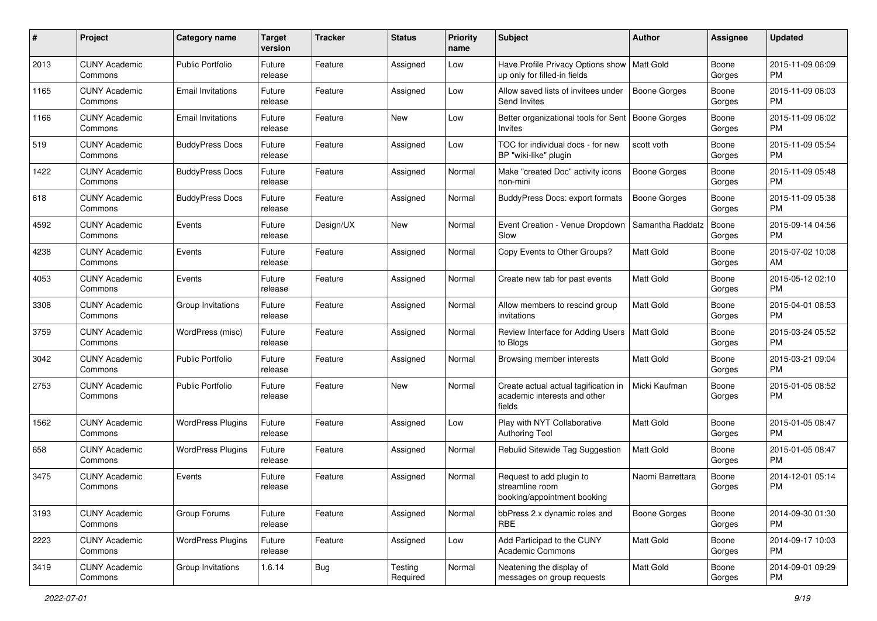| # | Project | Category name | Target version | Tracker | Status | Priority name | Subject | Author | Assignee | Updated |
|---|---|---|---|---|---|---|---|---|---|---|
| 2013 | CUNY Academic Commons | Public Portfolio | Future release | Feature | Assigned | Low | Have Profile Privacy Options show up only for filled-in fields | Matt Gold | Boone Gorges | 2015-11-09 06:09 PM |
| 1165 | CUNY Academic Commons | Email Invitations | Future release | Feature | Assigned | Low | Allow saved lists of invitees under Send Invites | Boone Gorges | Boone Gorges | 2015-11-09 06:03 PM |
| 1166 | CUNY Academic Commons | Email Invitations | Future release | Feature | New | Low | Better organizational tools for Sent Invites | Boone Gorges | Boone Gorges | 2015-11-09 06:02 PM |
| 519 | CUNY Academic Commons | BuddyPress Docs | Future release | Feature | Assigned | Low | TOC for individual docs - for new BP "wiki-like" plugin | scott voth | Boone Gorges | 2015-11-09 05:54 PM |
| 1422 | CUNY Academic Commons | BuddyPress Docs | Future release | Feature | Assigned | Normal | Make "created Doc" activity icons non-mini | Boone Gorges | Boone Gorges | 2015-11-09 05:48 PM |
| 618 | CUNY Academic Commons | BuddyPress Docs | Future release | Feature | Assigned | Normal | BuddyPress Docs: export formats | Boone Gorges | Boone Gorges | 2015-11-09 05:38 PM |
| 4592 | CUNY Academic Commons | Events | Future release | Design/UX | New | Normal | Event Creation - Venue Dropdown Slow | Samantha Raddatz | Boone Gorges | 2015-09-14 04:56 PM |
| 4238 | CUNY Academic Commons | Events | Future release | Feature | Assigned | Normal | Copy Events to Other Groups? | Matt Gold | Boone Gorges | 2015-07-02 10:08 AM |
| 4053 | CUNY Academic Commons | Events | Future release | Feature | Assigned | Normal | Create new tab for past events | Matt Gold | Boone Gorges | 2015-05-12 02:10 PM |
| 3308 | CUNY Academic Commons | Group Invitations | Future release | Feature | Assigned | Normal | Allow members to rescind group invitations | Matt Gold | Boone Gorges | 2015-04-01 08:53 PM |
| 3759 | CUNY Academic Commons | WordPress (misc) | Future release | Feature | Assigned | Normal | Review Interface for Adding Users to Blogs | Matt Gold | Boone Gorges | 2015-03-24 05:52 PM |
| 3042 | CUNY Academic Commons | Public Portfolio | Future release | Feature | Assigned | Normal | Browsing member interests | Matt Gold | Boone Gorges | 2015-03-21 09:04 PM |
| 2753 | CUNY Academic Commons | Public Portfolio | Future release | Feature | New | Normal | Create actual actual tagification in academic interests and other fields | Micki Kaufman | Boone Gorges | 2015-01-05 08:52 PM |
| 1562 | CUNY Academic Commons | WordPress Plugins | Future release | Feature | Assigned | Low | Play with NYT Collaborative Authoring Tool | Matt Gold | Boone Gorges | 2015-01-05 08:47 PM |
| 658 | CUNY Academic Commons | WordPress Plugins | Future release | Feature | Assigned | Normal | Rebulid Sitewide Tag Suggestion | Matt Gold | Boone Gorges | 2015-01-05 08:47 PM |
| 3475 | CUNY Academic Commons | Events | Future release | Feature | Assigned | Normal | Request to add plugin to streamline room booking/appointment booking | Naomi Barrettara | Boone Gorges | 2014-12-01 05:14 PM |
| 3193 | CUNY Academic Commons | Group Forums | Future release | Feature | Assigned | Normal | bbPress 2.x dynamic roles and RBE | Boone Gorges | Boone Gorges | 2014-09-30 01:30 PM |
| 2223 | CUNY Academic Commons | WordPress Plugins | Future release | Feature | Assigned | Low | Add Participad to the CUNY Academic Commons | Matt Gold | Boone Gorges | 2014-09-17 10:03 PM |
| 3419 | CUNY Academic Commons | Group Invitations | 1.6.14 | Bug | Testing Required | Normal | Neatening the display of messages on group requests | Matt Gold | Boone Gorges | 2014-09-01 09:29 PM |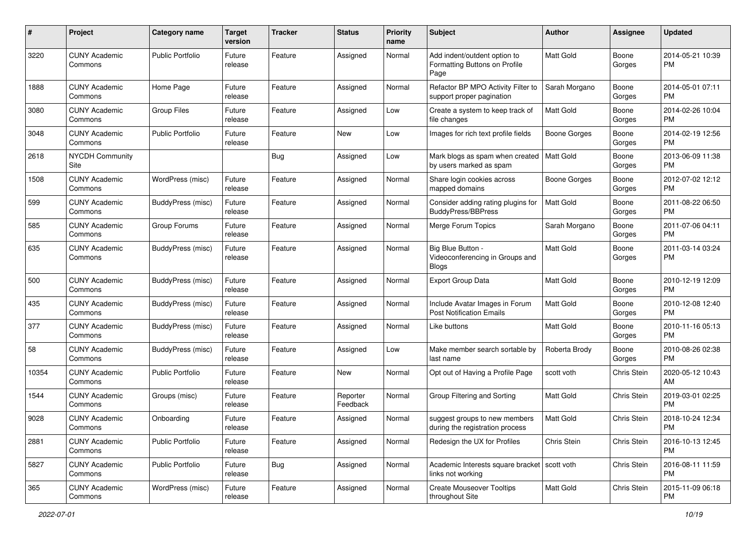| # | Project | Category name | Target version | Tracker | Status | Priority name | Subject | Author | Assignee | Updated |
|---|---|---|---|---|---|---|---|---|---|---|
| 3220 | CUNY Academic Commons | Public Portfolio | Future release | Feature | Assigned | Normal | Add indent/outdent option to Formatting Buttons on Profile Page | Matt Gold | Boone Gorges | 2014-05-21 10:39 PM |
| 1888 | CUNY Academic Commons | Home Page | Future release | Feature | Assigned | Normal | Refactor BP MPO Activity Filter to support proper pagination | Sarah Morgano | Boone Gorges | 2014-05-01 07:11 PM |
| 3080 | CUNY Academic Commons | Group Files | Future release | Feature | Assigned | Low | Create a system to keep track of file changes | Matt Gold | Boone Gorges | 2014-02-26 10:04 PM |
| 3048 | CUNY Academic Commons | Public Portfolio | Future release | Feature | New | Low | Images for rich text profile fields | Boone Gorges | Boone Gorges | 2014-02-19 12:56 PM |
| 2618 | NYCDH Community Site | | | Bug | Assigned | Low | Mark blogs as spam when created by users marked as spam | Matt Gold | Boone Gorges | 2013-06-09 11:38 PM |
| 1508 | CUNY Academic Commons | WordPress (misc) | Future release | Feature | Assigned | Normal | Share login cookies across mapped domains | Boone Gorges | Boone Gorges | 2012-07-02 12:12 PM |
| 599 | CUNY Academic Commons | BuddyPress (misc) | Future release | Feature | Assigned | Normal | Consider adding rating plugins for BuddyPress/BBPress | Matt Gold | Boone Gorges | 2011-08-22 06:50 PM |
| 585 | CUNY Academic Commons | Group Forums | Future release | Feature | Assigned | Normal | Merge Forum Topics | Sarah Morgano | Boone Gorges | 2011-07-06 04:11 PM |
| 635 | CUNY Academic Commons | BuddyPress (misc) | Future release | Feature | Assigned | Normal | Big Blue Button - Videoconferencing in Groups and Blogs | Matt Gold | Boone Gorges | 2011-03-14 03:24 PM |
| 500 | CUNY Academic Commons | BuddyPress (misc) | Future release | Feature | Assigned | Normal | Export Group Data | Matt Gold | Boone Gorges | 2010-12-19 12:09 PM |
| 435 | CUNY Academic Commons | BuddyPress (misc) | Future release | Feature | Assigned | Normal | Include Avatar Images in Forum Post Notification Emails | Matt Gold | Boone Gorges | 2010-12-08 12:40 PM |
| 377 | CUNY Academic Commons | BuddyPress (misc) | Future release | Feature | Assigned | Normal | Like buttons | Matt Gold | Boone Gorges | 2010-11-16 05:13 PM |
| 58 | CUNY Academic Commons | BuddyPress (misc) | Future release | Feature | Assigned | Low | Make member search sortable by last name | Roberta Brody | Boone Gorges | 2010-08-26 02:38 PM |
| 10354 | CUNY Academic Commons | Public Portfolio | Future release | Feature | New | Normal | Opt out of Having a Profile Page | scott voth | Chris Stein | 2020-05-12 10:43 AM |
| 1544 | CUNY Academic Commons | Groups (misc) | Future release | Feature | Reporter Feedback | Normal | Group Filtering and Sorting | Matt Gold | Chris Stein | 2019-03-01 02:25 PM |
| 9028 | CUNY Academic Commons | Onboarding | Future release | Feature | Assigned | Normal | suggest groups to new members during the registration process | Matt Gold | Chris Stein | 2018-10-24 12:34 PM |
| 2881 | CUNY Academic Commons | Public Portfolio | Future release | Feature | Assigned | Normal | Redesign the UX for Profiles | Chris Stein | Chris Stein | 2016-10-13 12:45 PM |
| 5827 | CUNY Academic Commons | Public Portfolio | Future release | Bug | Assigned | Normal | Academic Interests square bracket links not working | scott voth | Chris Stein | 2016-08-11 11:59 PM |
| 365 | CUNY Academic Commons | WordPress (misc) | Future release | Feature | Assigned | Normal | Create Mouseover Tooltips throughout Site | Matt Gold | Chris Stein | 2015-11-09 06:18 PM |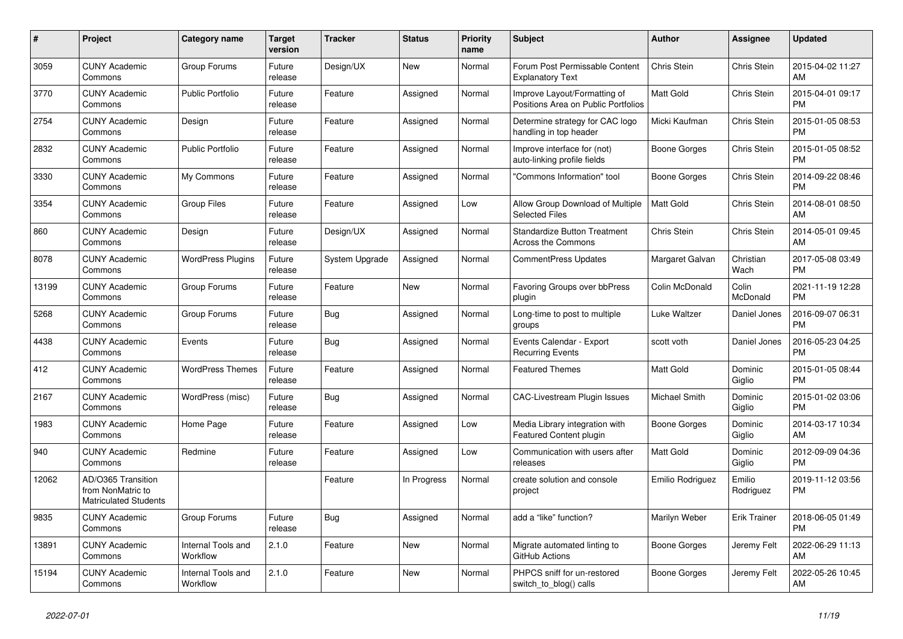| # | Project | Category name | Target version | Tracker | Status | Priority name | Subject | Author | Assignee | Updated |
|---|---|---|---|---|---|---|---|---|---|---|
| 3059 | CUNY Academic Commons | Group Forums | Future release | Design/UX | New | Normal | Forum Post Permissable Content Explanatory Text | Chris Stein | Chris Stein | 2015-04-02 11:27 AM |
| 3770 | CUNY Academic Commons | Public Portfolio | Future release | Feature | Assigned | Normal | Improve Layout/Formatting of Positions Area on Public Portfolios | Matt Gold | Chris Stein | 2015-04-01 09:17 PM |
| 2754 | CUNY Academic Commons | Design | Future release | Feature | Assigned | Normal | Determine strategy for CAC logo handling in top header | Micki Kaufman | Chris Stein | 2015-01-05 08:53 PM |
| 2832 | CUNY Academic Commons | Public Portfolio | Future release | Feature | Assigned | Normal | Improve interface for (not) auto-linking profile fields | Boone Gorges | Chris Stein | 2015-01-05 08:52 PM |
| 3330 | CUNY Academic Commons | My Commons | Future release | Feature | Assigned | Normal | "Commons Information" tool | Boone Gorges | Chris Stein | 2014-09-22 08:46 PM |
| 3354 | CUNY Academic Commons | Group Files | Future release | Feature | Assigned | Low | Allow Group Download of Multiple Selected Files | Matt Gold | Chris Stein | 2014-08-01 08:50 AM |
| 860 | CUNY Academic Commons | Design | Future release | Design/UX | Assigned | Normal | Standardize Button Treatment Across the Commons | Chris Stein | Chris Stein | 2014-05-01 09:45 AM |
| 8078 | CUNY Academic Commons | WordPress Plugins | Future release | System Upgrade | Assigned | Normal | CommentPress Updates | Margaret Galvan | Christian Wach | 2017-05-08 03:49 PM |
| 13199 | CUNY Academic Commons | Group Forums | Future release | Feature | New | Normal | Favoring Groups over bbPress plugin | Colin McDonald | Colin McDonald | 2021-11-19 12:28 PM |
| 5268 | CUNY Academic Commons | Group Forums | Future release | Bug | Assigned | Normal | Long-time to post to multiple groups | Luke Waltzer | Daniel Jones | 2016-09-07 06:31 PM |
| 4438 | CUNY Academic Commons | Events | Future release | Bug | Assigned | Normal | Events Calendar - Export Recurring Events | scott voth | Daniel Jones | 2016-05-23 04:25 PM |
| 412 | CUNY Academic Commons | WordPress Themes | Future release | Feature | Assigned | Normal | Featured Themes | Matt Gold | Dominic Giglio | 2015-01-05 08:44 PM |
| 2167 | CUNY Academic Commons | WordPress (misc) | Future release | Bug | Assigned | Normal | CAC-Livestream Plugin Issues | Michael Smith | Dominic Giglio | 2015-01-02 03:06 PM |
| 1983 | CUNY Academic Commons | Home Page | Future release | Feature | Assigned | Low | Media Library integration with Featured Content plugin | Boone Gorges | Dominic Giglio | 2014-03-17 10:34 AM |
| 940 | CUNY Academic Commons | Redmine | Future release | Feature | Assigned | Low | Communication with users after releases | Matt Gold | Dominic Giglio | 2012-09-09 04:36 PM |
| 12062 | AD/O365 Transition from NonMatric to Matriculated Students | | | Feature | In Progress | Normal | create solution and console project | Emilio Rodriguez | Emilio Rodriguez | 2019-11-12 03:56 PM |
| 9835 | CUNY Academic Commons | Group Forums | Future release | Bug | Assigned | Normal | add a "like" function? | Marilyn Weber | Erik Trainer | 2018-06-05 01:49 PM |
| 13891 | CUNY Academic Commons | Internal Tools and Workflow | 2.1.0 | Feature | New | Normal | Migrate automated linting to GitHub Actions | Boone Gorges | Jeremy Felt | 2022-06-29 11:13 AM |
| 15194 | CUNY Academic Commons | Internal Tools and Workflow | 2.1.0 | Feature | New | Normal | PHPCS sniff for un-restored switch_to_blog() calls | Boone Gorges | Jeremy Felt | 2022-05-26 10:45 AM |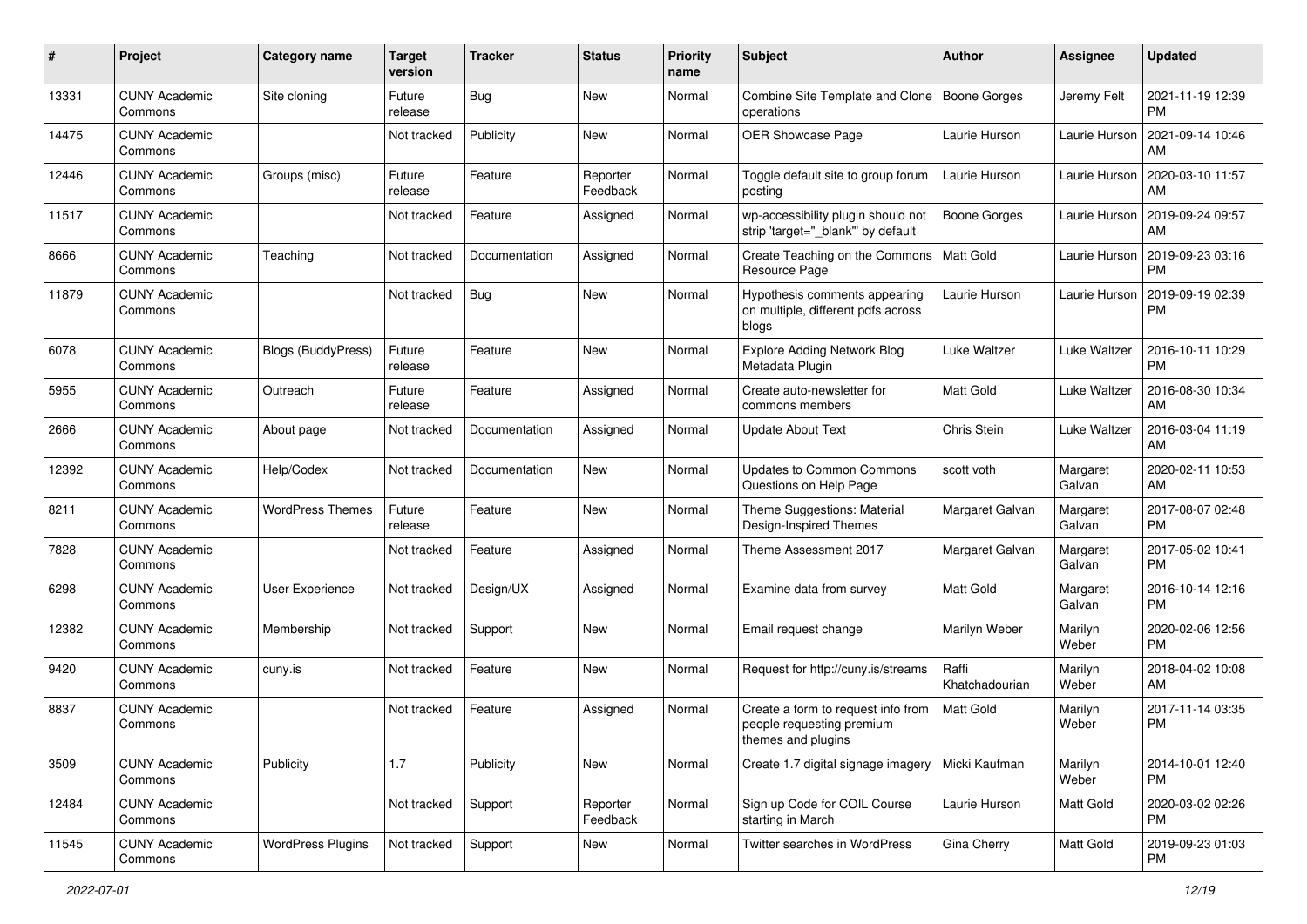| # | Project | Category name | Target version | Tracker | Status | Priority name | Subject | Author | Assignee | Updated |
|---|---|---|---|---|---|---|---|---|---|---|
| 13331 | CUNY Academic Commons | Site cloning | Future release | Bug | New | Normal | Combine Site Template and Clone operations | Boone Gorges | Jeremy Felt | 2021-11-19 12:39 PM |
| 14475 | CUNY Academic Commons | | Not tracked | Publicity | New | Normal | OER Showcase Page | Laurie Hurson | Laurie Hurson | 2021-09-14 10:46 AM |
| 12446 | CUNY Academic Commons | Groups (misc) | Future release | Feature | Reporter Feedback | Normal | Toggle default site to group forum posting | Laurie Hurson | Laurie Hurson | 2020-03-10 11:57 AM |
| 11517 | CUNY Academic Commons | | Not tracked | Feature | Assigned | Normal | wp-accessibility plugin should not strip 'target="_blank"' by default | Boone Gorges | Laurie Hurson | 2019-09-24 09:57 AM |
| 8666 | CUNY Academic Commons | Teaching | Not tracked | Documentation | Assigned | Normal | Create Teaching on the Commons Resource Page | Matt Gold | Laurie Hurson | 2019-09-23 03:16 PM |
| 11879 | CUNY Academic Commons | | Not tracked | Bug | New | Normal | Hypothesis comments appearing on multiple, different pdfs across blogs | Laurie Hurson | Laurie Hurson | 2019-09-19 02:39 PM |
| 6078 | CUNY Academic Commons | Blogs (BuddyPress) | Future release | Feature | New | Normal | Explore Adding Network Blog Metadata Plugin | Luke Waltzer | Luke Waltzer | 2016-10-11 10:29 PM |
| 5955 | CUNY Academic Commons | Outreach | Future release | Feature | Assigned | Normal | Create auto-newsletter for commons members | Matt Gold | Luke Waltzer | 2016-08-30 10:34 AM |
| 2666 | CUNY Academic Commons | About page | Not tracked | Documentation | Assigned | Normal | Update About Text | Chris Stein | Luke Waltzer | 2016-03-04 11:19 AM |
| 12392 | CUNY Academic Commons | Help/Codex | Not tracked | Documentation | New | Normal | Updates to Common Commons Questions on Help Page | scott voth | Margaret Galvan | 2020-02-11 10:53 AM |
| 8211 | CUNY Academic Commons | WordPress Themes | Future release | Feature | New | Normal | Theme Suggestions: Material Design-Inspired Themes | Margaret Galvan | Margaret Galvan | 2017-08-07 02:48 PM |
| 7828 | CUNY Academic Commons | | Not tracked | Feature | Assigned | Normal | Theme Assessment 2017 | Margaret Galvan | Margaret Galvan | 2017-05-02 10:41 PM |
| 6298 | CUNY Academic Commons | User Experience | Not tracked | Design/UX | Assigned | Normal | Examine data from survey | Matt Gold | Margaret Galvan | 2016-10-14 12:16 PM |
| 12382 | CUNY Academic Commons | Membership | Not tracked | Support | New | Normal | Email request change | Marilyn Weber | Marilyn Weber | 2020-02-06 12:56 PM |
| 9420 | CUNY Academic Commons | cuny.is | Not tracked | Feature | New | Normal | Request for http://cuny.is/streams | Raffi Khatchadourian | Marilyn Weber | 2018-04-02 10:08 AM |
| 8837 | CUNY Academic Commons | | Not tracked | Feature | Assigned | Normal | Create a form to request info from people requesting premium themes and plugins | Matt Gold | Marilyn Weber | 2017-11-14 03:35 PM |
| 3509 | CUNY Academic Commons | Publicity | 1.7 | Publicity | New | Normal | Create 1.7 digital signage imagery | Micki Kaufman | Marilyn Weber | 2014-10-01 12:40 PM |
| 12484 | CUNY Academic Commons | | Not tracked | Support | Reporter Feedback | Normal | Sign up Code for COIL Course starting in March | Laurie Hurson | Matt Gold | 2020-03-02 02:26 PM |
| 11545 | CUNY Academic Commons | WordPress Plugins | Not tracked | Support | New | Normal | Twitter searches in WordPress | Gina Cherry | Matt Gold | 2019-09-23 01:03 PM |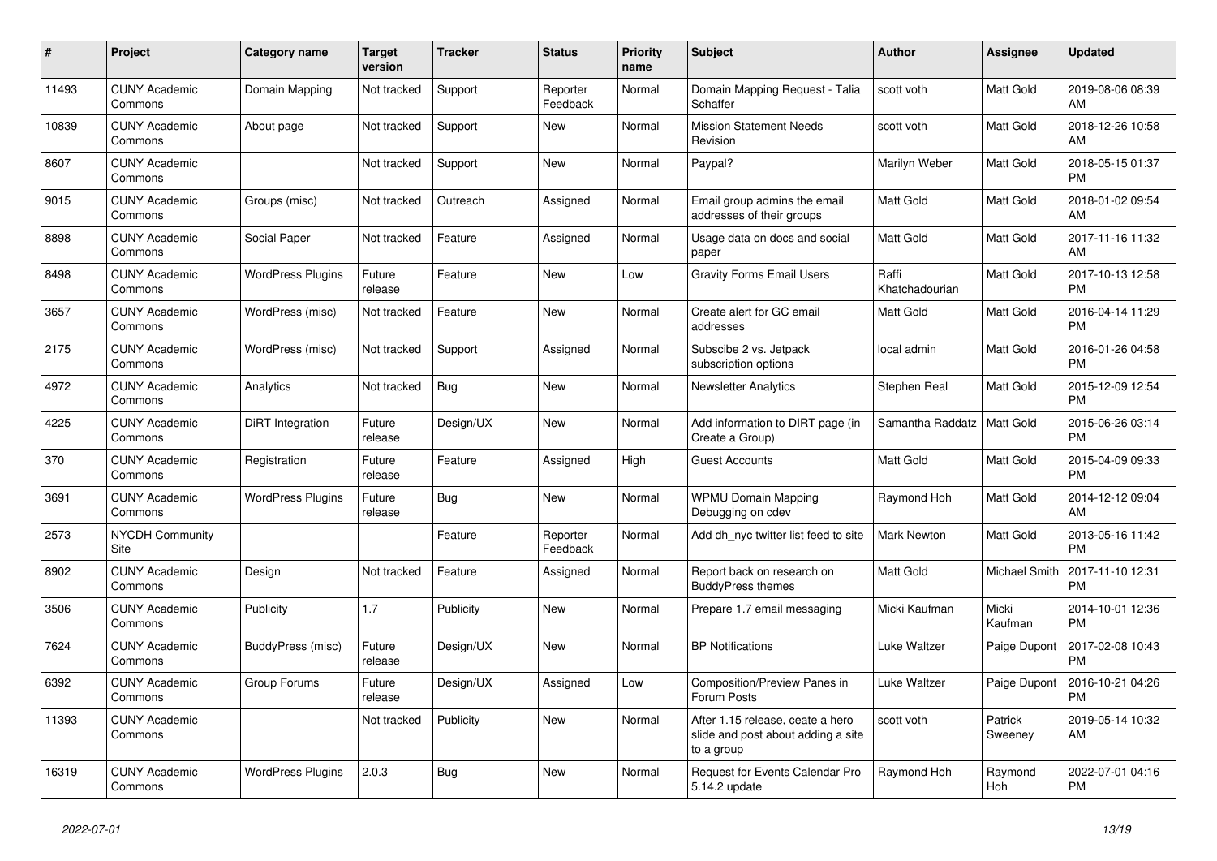| # | Project | Category name | Target version | Tracker | Status | Priority name | Subject | Author | Assignee | Updated |
|---|---|---|---|---|---|---|---|---|---|---|
| 11493 | CUNY Academic Commons | Domain Mapping | Not tracked | Support | Reporter Feedback | Normal | Domain Mapping Request - Talia Schaffer | scott voth | Matt Gold | 2019-08-06 08:39 AM |
| 10839 | CUNY Academic Commons | About page | Not tracked | Support | New | Normal | Mission Statement Needs Revision | scott voth | Matt Gold | 2018-12-26 10:58 AM |
| 8607 | CUNY Academic Commons | | Not tracked | Support | New | Normal | Paypal? | Marilyn Weber | Matt Gold | 2018-05-15 01:37 PM |
| 9015 | CUNY Academic Commons | Groups (misc) | Not tracked | Outreach | Assigned | Normal | Email group admins the email addresses of their groups | Matt Gold | Matt Gold | 2018-01-02 09:54 AM |
| 8898 | CUNY Academic Commons | Social Paper | Not tracked | Feature | Assigned | Normal | Usage data on docs and social paper | Matt Gold | Matt Gold | 2017-11-16 11:32 AM |
| 8498 | CUNY Academic Commons | WordPress Plugins | Future release | Feature | New | Low | Gravity Forms Email Users | Raffi Khatchadourian | Matt Gold | 2017-10-13 12:58 PM |
| 3657 | CUNY Academic Commons | WordPress (misc) | Not tracked | Feature | New | Normal | Create alert for GC email addresses | Matt Gold | Matt Gold | 2016-04-14 11:29 PM |
| 2175 | CUNY Academic Commons | WordPress (misc) | Not tracked | Support | Assigned | Normal | Subscibe 2 vs. Jetpack subscription options | local admin | Matt Gold | 2016-01-26 04:58 PM |
| 4972 | CUNY Academic Commons | Analytics | Not tracked | Bug | New | Normal | Newsletter Analytics | Stephen Real | Matt Gold | 2015-12-09 12:54 PM |
| 4225 | CUNY Academic Commons | DiRT Integration | Future release | Design/UX | New | Normal | Add information to DIRT page (in Create a Group) | Samantha Raddatz | Matt Gold | 2015-06-26 03:14 PM |
| 370 | CUNY Academic Commons | Registration | Future release | Feature | Assigned | High | Guest Accounts | Matt Gold | Matt Gold | 2015-04-09 09:33 PM |
| 3691 | CUNY Academic Commons | WordPress Plugins | Future release | Bug | New | Normal | WPMU Domain Mapping Debugging on cdev | Raymond Hoh | Matt Gold | 2014-12-12 09:04 AM |
| 2573 | NYCDH Community Site | | | Feature | Reporter Feedback | Normal | Add dh_nyc twitter list feed to site | Mark Newton | Matt Gold | 2013-05-16 11:42 PM |
| 8902 | CUNY Academic Commons | Design | Not tracked | Feature | Assigned | Normal | Report back on research on BuddyPress themes | Matt Gold | Michael Smith | 2017-11-10 12:31 PM |
| 3506 | CUNY Academic Commons | Publicity | 1.7 | Publicity | New | Normal | Prepare 1.7 email messaging | Micki Kaufman | Micki Kaufman | 2014-10-01 12:36 PM |
| 7624 | CUNY Academic Commons | BuddyPress (misc) | Future release | Design/UX | New | Normal | BP Notifications | Luke Waltzer | Paige Dupont | 2017-02-08 10:43 PM |
| 6392 | CUNY Academic Commons | Group Forums | Future release | Design/UX | Assigned | Low | Composition/Preview Panes in Forum Posts | Luke Waltzer | Paige Dupont | 2016-10-21 04:26 PM |
| 11393 | CUNY Academic Commons | | Not tracked | Publicity | New | Normal | After 1.15 release, ceate a hero slide and post about adding a site to a group | scott voth | Patrick Sweeney | 2019-05-14 10:32 AM |
| 16319 | CUNY Academic Commons | WordPress Plugins | 2.0.3 | Bug | New | Normal | Request for Events Calendar Pro 5.14.2 update | Raymond Hoh | Raymond Hoh | 2022-07-01 04:16 PM |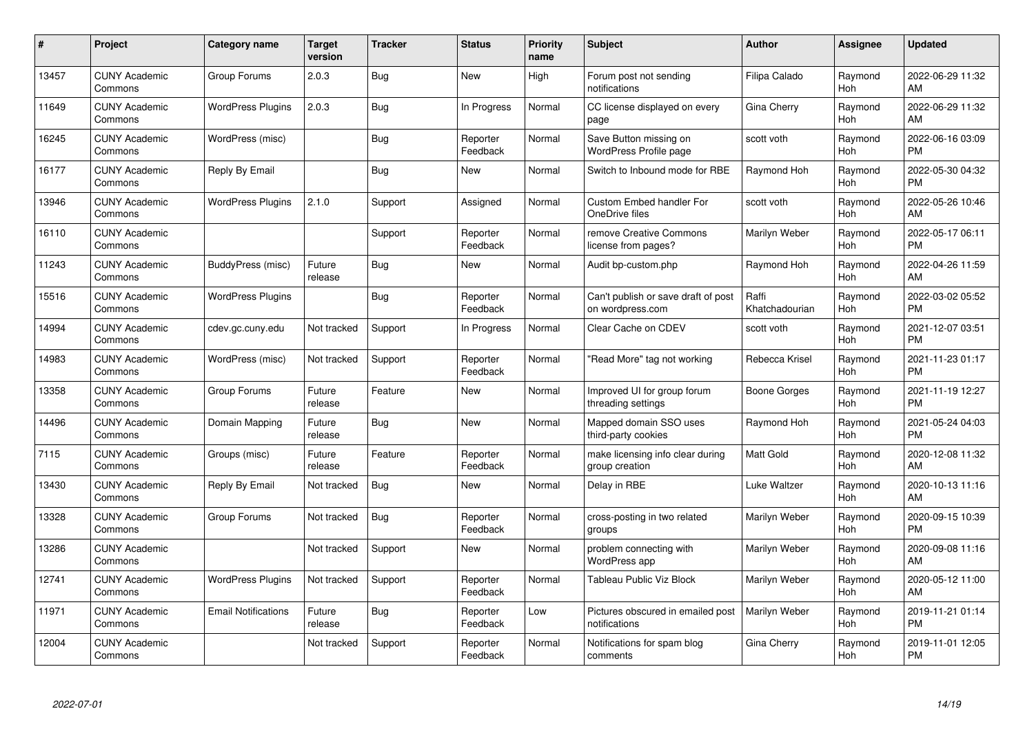| # | Project | Category name | Target version | Tracker | Status | Priority name | Subject | Author | Assignee | Updated |
|---|---|---|---|---|---|---|---|---|---|---|
| 13457 | CUNY Academic Commons | Group Forums | 2.0.3 | Bug | New | High | Forum post not sending notifications | Filipa Calado | Raymond Hoh | 2022-06-29 11:32 AM |
| 11649 | CUNY Academic Commons | WordPress Plugins | 2.0.3 | Bug | In Progress | Normal | CC license displayed on every page | Gina Cherry | Raymond Hoh | 2022-06-29 11:32 AM |
| 16245 | CUNY Academic Commons | WordPress (misc) |  | Bug | Reporter Feedback | Normal | Save Button missing on WordPress Profile page | scott voth | Raymond Hoh | 2022-06-16 03:09 PM |
| 16177 | CUNY Academic Commons | Reply By Email |  | Bug | New | Normal | Switch to Inbound mode for RBE | Raymond Hoh | Raymond Hoh | 2022-05-30 04:32 PM |
| 13946 | CUNY Academic Commons | WordPress Plugins | 2.1.0 | Support | Assigned | Normal | Custom Embed handler For OneDrive files | scott voth | Raymond Hoh | 2022-05-26 10:46 AM |
| 16110 | CUNY Academic Commons |  |  | Support | Reporter Feedback | Normal | remove Creative Commons license from pages? | Marilyn Weber | Raymond Hoh | 2022-05-17 06:11 PM |
| 11243 | CUNY Academic Commons | BuddyPress (misc) | Future release | Bug | New | Normal | Audit bp-custom.php | Raymond Hoh | Raymond Hoh | 2022-04-26 11:59 AM |
| 15516 | CUNY Academic Commons | WordPress Plugins |  | Bug | Reporter Feedback | Normal | Can't publish or save draft of post on wordpress.com | Raffi Khatchadourian | Raymond Hoh | 2022-03-02 05:52 PM |
| 14994 | CUNY Academic Commons | cdev.gc.cuny.edu | Not tracked | Support | In Progress | Normal | Clear Cache on CDEV | scott voth | Raymond Hoh | 2021-12-07 03:51 PM |
| 14983 | CUNY Academic Commons | WordPress (misc) | Not tracked | Support | Reporter Feedback | Normal | "Read More" tag not working | Rebecca Krisel | Raymond Hoh | 2021-11-23 01:17 PM |
| 13358 | CUNY Academic Commons | Group Forums | Future release | Feature | New | Normal | Improved UI for group forum threading settings | Boone Gorges | Raymond Hoh | 2021-11-19 12:27 PM |
| 14496 | CUNY Academic Commons | Domain Mapping | Future release | Bug | New | Normal | Mapped domain SSO uses third-party cookies | Raymond Hoh | Raymond Hoh | 2021-05-24 04:03 PM |
| 7115 | CUNY Academic Commons | Groups (misc) | Future release | Feature | Reporter Feedback | Normal | make licensing info clear during group creation | Matt Gold | Raymond Hoh | 2020-12-08 11:32 AM |
| 13430 | CUNY Academic Commons | Reply By Email | Not tracked | Bug | New | Normal | Delay in RBE | Luke Waltzer | Raymond Hoh | 2020-10-13 11:16 AM |
| 13328 | CUNY Academic Commons | Group Forums | Not tracked | Bug | Reporter Feedback | Normal | cross-posting in two related groups | Marilyn Weber | Raymond Hoh | 2020-09-15 10:39 PM |
| 13286 | CUNY Academic Commons |  | Not tracked | Support | New | Normal | problem connecting with WordPress app | Marilyn Weber | Raymond Hoh | 2020-09-08 11:16 AM |
| 12741 | CUNY Academic Commons | WordPress Plugins | Not tracked | Support | Reporter Feedback | Normal | Tableau Public Viz Block | Marilyn Weber | Raymond Hoh | 2020-05-12 11:00 AM |
| 11971 | CUNY Academic Commons | Email Notifications | Future release | Bug | Reporter Feedback | Low | Pictures obscured in emailed post notifications | Marilyn Weber | Raymond Hoh | 2019-11-21 01:14 PM |
| 12004 | CUNY Academic Commons |  | Not tracked | Support | Reporter Feedback | Normal | Notifications for spam blog comments | Gina Cherry | Raymond Hoh | 2019-11-01 12:05 PM |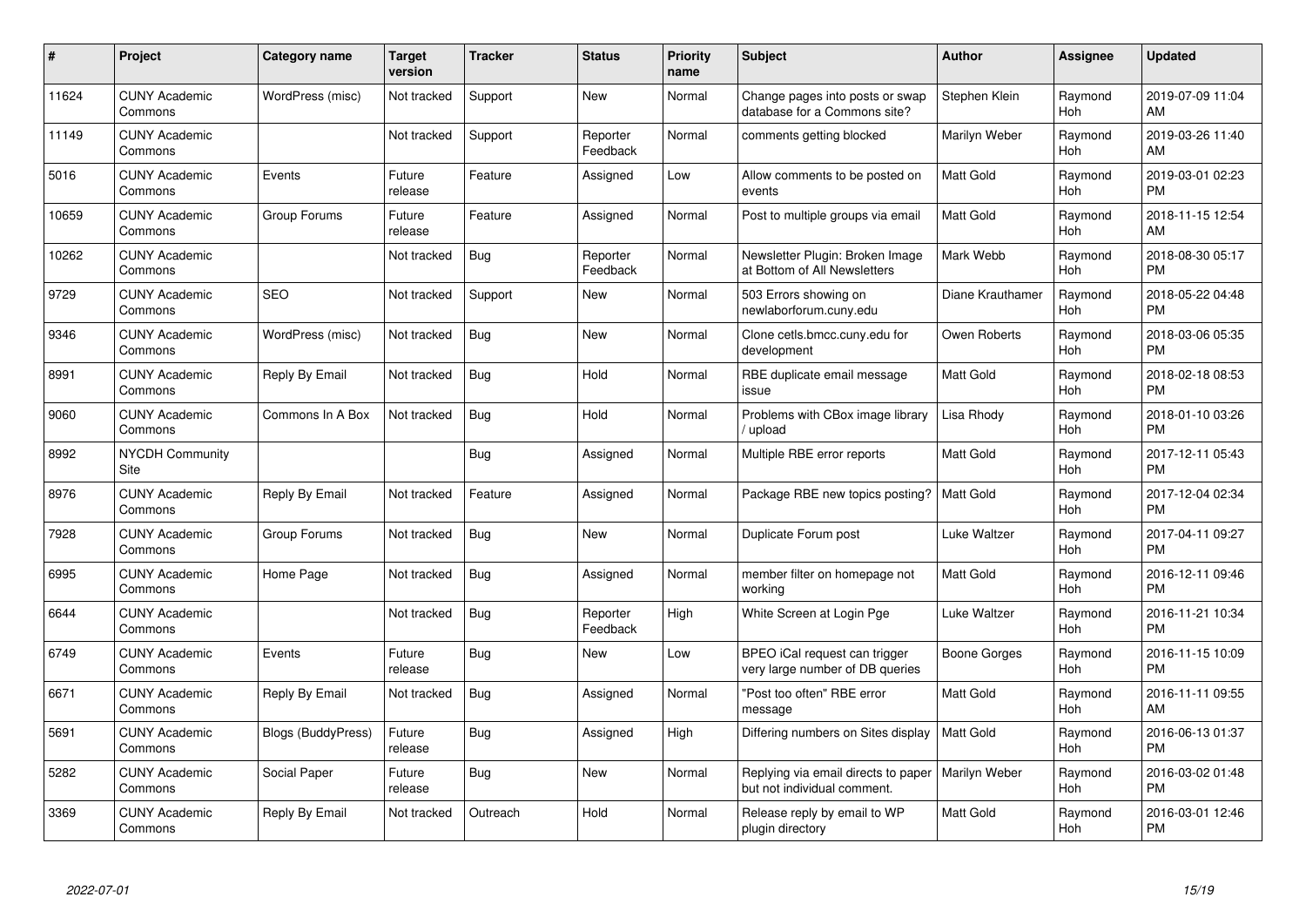| # | Project | Category name | Target version | Tracker | Status | Priority name | Subject | Author | Assignee | Updated |
|---|---|---|---|---|---|---|---|---|---|---|
| 11624 | CUNY Academic Commons | WordPress (misc) | Not tracked | Support | New | Normal | Change pages into posts or swap database for a Commons site? | Stephen Klein | Raymond Hoh | 2019-07-09 11:04 AM |
| 11149 | CUNY Academic Commons | | Not tracked | Support | Reporter Feedback | Normal | comments getting blocked | Marilyn Weber | Raymond Hoh | 2019-03-26 11:40 AM |
| 5016 | CUNY Academic Commons | Events | Future release | Feature | Assigned | Low | Allow comments to be posted on events | Matt Gold | Raymond Hoh | 2019-03-01 02:23 PM |
| 10659 | CUNY Academic Commons | Group Forums | Future release | Feature | Assigned | Normal | Post to multiple groups via email | Matt Gold | Raymond Hoh | 2018-11-15 12:54 AM |
| 10262 | CUNY Academic Commons | | Not tracked | Bug | Reporter Feedback | Normal | Newsletter Plugin: Broken Image at Bottom of All Newsletters | Mark Webb | Raymond Hoh | 2018-08-30 05:17 PM |
| 9729 | CUNY Academic Commons | SEO | Not tracked | Support | New | Normal | 503 Errors showing on newlaborforum.cuny.edu | Diane Krauthamer | Raymond Hoh | 2018-05-22 04:48 PM |
| 9346 | CUNY Academic Commons | WordPress (misc) | Not tracked | Bug | New | Normal | Clone cetls.bmcc.cuny.edu for development | Owen Roberts | Raymond Hoh | 2018-03-06 05:35 PM |
| 8991 | CUNY Academic Commons | Reply By Email | Not tracked | Bug | Hold | Normal | RBE duplicate email message issue | Matt Gold | Raymond Hoh | 2018-02-18 08:53 PM |
| 9060 | CUNY Academic Commons | Commons In A Box | Not tracked | Bug | Hold | Normal | Problems with CBox image library / upload | Lisa Rhody | Raymond Hoh | 2018-01-10 03:26 PM |
| 8992 | NYCDH Community Site | | | Bug | Assigned | Normal | Multiple RBE error reports | Matt Gold | Raymond Hoh | 2017-12-11 05:43 PM |
| 8976 | CUNY Academic Commons | Reply By Email | Not tracked | Feature | Assigned | Normal | Package RBE new topics posting? | Matt Gold | Raymond Hoh | 2017-12-04 02:34 PM |
| 7928 | CUNY Academic Commons | Group Forums | Not tracked | Bug | New | Normal | Duplicate Forum post | Luke Waltzer | Raymond Hoh | 2017-04-11 09:27 PM |
| 6995 | CUNY Academic Commons | Home Page | Not tracked | Bug | Assigned | Normal | member filter on homepage not working | Matt Gold | Raymond Hoh | 2016-12-11 09:46 PM |
| 6644 | CUNY Academic Commons | | Not tracked | Bug | Reporter Feedback | High | White Screen at Login Pge | Luke Waltzer | Raymond Hoh | 2016-11-21 10:34 PM |
| 6749 | CUNY Academic Commons | Events | Future release | Bug | New | Low | BPEO iCal request can trigger very large number of DB queries | Boone Gorges | Raymond Hoh | 2016-11-15 10:09 PM |
| 6671 | CUNY Academic Commons | Reply By Email | Not tracked | Bug | Assigned | Normal | "Post too often" RBE error message | Matt Gold | Raymond Hoh | 2016-11-11 09:55 AM |
| 5691 | CUNY Academic Commons | Blogs (BuddyPress) | Future release | Bug | Assigned | High | Differing numbers on Sites display | Matt Gold | Raymond Hoh | 2016-06-13 01:37 PM |
| 5282 | CUNY Academic Commons | Social Paper | Future release | Bug | New | Normal | Replying via email directs to paper but not individual comment. | Marilyn Weber | Raymond Hoh | 2016-03-02 01:48 PM |
| 3369 | CUNY Academic Commons | Reply By Email | Not tracked | Outreach | Hold | Normal | Release reply by email to WP plugin directory | Matt Gold | Raymond Hoh | 2016-03-01 12:46 PM |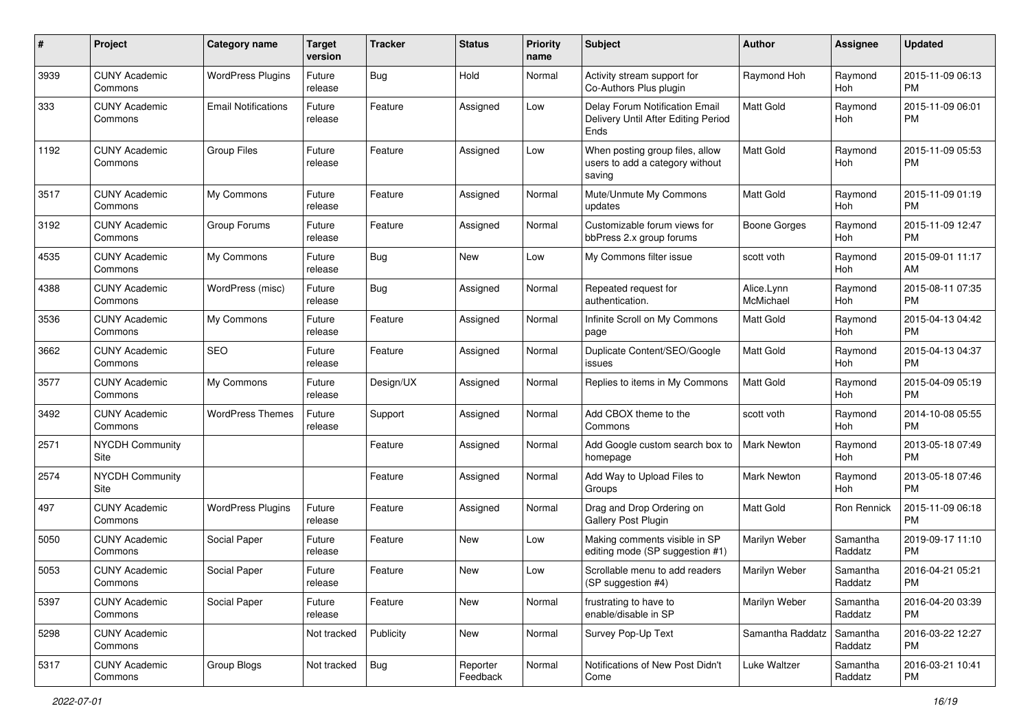| # | Project | Category name | Target version | Tracker | Status | Priority name | Subject | Author | Assignee | Updated |
|---|---|---|---|---|---|---|---|---|---|---|
| 3939 | CUNY Academic Commons | WordPress Plugins | Future release | Bug | Hold | Normal | Activity stream support for Co-Authors Plus plugin | Raymond Hoh | Raymond Hoh | 2015-11-09 06:13 PM |
| 333 | CUNY Academic Commons | Email Notifications | Future release | Feature | Assigned | Low | Delay Forum Notification Email Delivery Until After Editing Period Ends | Matt Gold | Raymond Hoh | 2015-11-09 06:01 PM |
| 1192 | CUNY Academic Commons | Group Files | Future release | Feature | Assigned | Low | When posting group files, allow users to add a category without saving | Matt Gold | Raymond Hoh | 2015-11-09 05:53 PM |
| 3517 | CUNY Academic Commons | My Commons | Future release | Feature | Assigned | Normal | Mute/Unmute My Commons updates | Matt Gold | Raymond Hoh | 2015-11-09 01:19 PM |
| 3192 | CUNY Academic Commons | Group Forums | Future release | Feature | Assigned | Normal | Customizable forum views for bbPress 2.x group forums | Boone Gorges | Raymond Hoh | 2015-11-09 12:47 PM |
| 4535 | CUNY Academic Commons | My Commons | Future release | Bug | New | Low | My Commons filter issue | scott voth | Raymond Hoh | 2015-09-01 11:17 AM |
| 4388 | CUNY Academic Commons | WordPress (misc) | Future release | Bug | Assigned | Normal | Repeated request for authentication. | Alice.Lynn McMichael | Raymond Hoh | 2015-08-11 07:35 PM |
| 3536 | CUNY Academic Commons | My Commons | Future release | Feature | Assigned | Normal | Infinite Scroll on My Commons page | Matt Gold | Raymond Hoh | 2015-04-13 04:42 PM |
| 3662 | CUNY Academic Commons | SEO | Future release | Feature | Assigned | Normal | Duplicate Content/SEO/Google issues | Matt Gold | Raymond Hoh | 2015-04-13 04:37 PM |
| 3577 | CUNY Academic Commons | My Commons | Future release | Design/UX | Assigned | Normal | Replies to items in My Commons | Matt Gold | Raymond Hoh | 2015-04-09 05:19 PM |
| 3492 | CUNY Academic Commons | WordPress Themes | Future release | Support | Assigned | Normal | Add CBOX theme to the Commons | scott voth | Raymond Hoh | 2014-10-08 05:55 PM |
| 2571 | NYCDH Community Site | | | Feature | Assigned | Normal | Add Google custom search box to homepage | Mark Newton | Raymond Hoh | 2013-05-18 07:49 PM |
| 2574 | NYCDH Community Site | | | Feature | Assigned | Normal | Add Way to Upload Files to Groups | Mark Newton | Raymond Hoh | 2013-05-18 07:46 PM |
| 497 | CUNY Academic Commons | WordPress Plugins | Future release | Feature | Assigned | Normal | Drag and Drop Ordering on Gallery Post Plugin | Matt Gold | Ron Rennick | 2015-11-09 06:18 PM |
| 5050 | CUNY Academic Commons | Social Paper | Future release | Feature | New | Low | Making comments visible in SP editing mode (SP suggestion #1) | Marilyn Weber | Samantha Raddatz | 2019-09-17 11:10 PM |
| 5053 | CUNY Academic Commons | Social Paper | Future release | Feature | New | Low | Scrollable menu to add readers (SP suggestion #4) | Marilyn Weber | Samantha Raddatz | 2016-04-21 05:21 PM |
| 5397 | CUNY Academic Commons | Social Paper | Future release | Feature | New | Normal | frustrating to have to enable/disable in SP | Marilyn Weber | Samantha Raddatz | 2016-04-20 03:39 PM |
| 5298 | CUNY Academic Commons | | Not tracked | Publicity | New | Normal | Survey Pop-Up Text | Samantha Raddatz | Samantha Raddatz | 2016-03-22 12:27 PM |
| 5317 | CUNY Academic Commons | Group Blogs | Not tracked | Bug | Reporter Feedback | Normal | Notifications of New Post Didn't Come | Luke Waltzer | Samantha Raddatz | 2016-03-21 10:41 PM |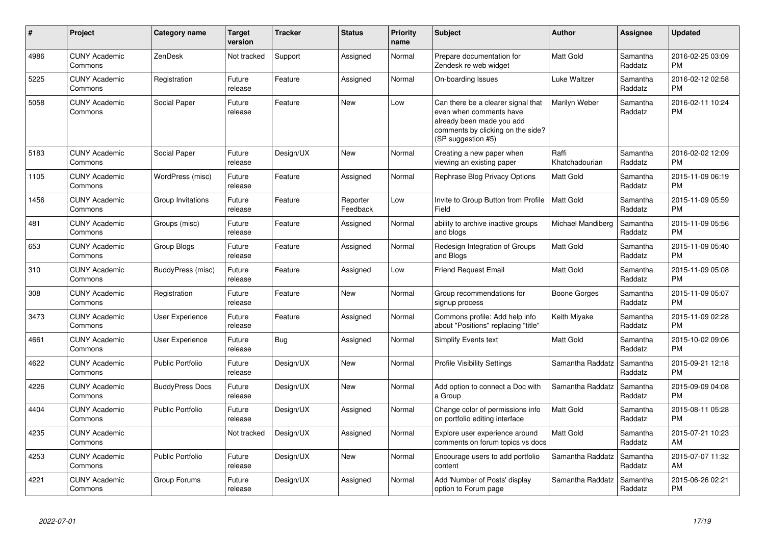| # | Project | Category name | Target version | Tracker | Status | Priority name | Subject | Author | Assignee | Updated |
|---|---|---|---|---|---|---|---|---|---|---|
| 4986 | CUNY Academic Commons | ZenDesk | Not tracked | Support | Assigned | Normal | Prepare documentation for Zendesk re web widget | Matt Gold | Samantha Raddatz | 2016-02-25 03:09 PM |
| 5225 | CUNY Academic Commons | Registration | Future release | Feature | Assigned | Normal | On-boarding Issues | Luke Waltzer | Samantha Raddatz | 2016-02-12 02:58 PM |
| 5058 | CUNY Academic Commons | Social Paper | Future release | Feature | New | Low | Can there be a clearer signal that even when comments have already been made you add comments by clicking on the side? (SP suggestion #5) | Marilyn Weber | Samantha Raddatz | 2016-02-11 10:24 PM |
| 5183 | CUNY Academic Commons | Social Paper | Future release | Design/UX | New | Normal | Creating a new paper when viewing an existing paper | Raffi Khatchadourian | Samantha Raddatz | 2016-02-02 12:09 PM |
| 1105 | CUNY Academic Commons | WordPress (misc) | Future release | Feature | Assigned | Normal | Rephrase Blog Privacy Options | Matt Gold | Samantha Raddatz | 2015-11-09 06:19 PM |
| 1456 | CUNY Academic Commons | Group Invitations | Future release | Feature | Reporter Feedback | Low | Invite to Group Button from Profile Field | Matt Gold | Samantha Raddatz | 2015-11-09 05:59 PM |
| 481 | CUNY Academic Commons | Groups (misc) | Future release | Feature | Assigned | Normal | ability to archive inactive groups and blogs | Michael Mandiberg | Samantha Raddatz | 2015-11-09 05:56 PM |
| 653 | CUNY Academic Commons | Group Blogs | Future release | Feature | Assigned | Normal | Redesign Integration of Groups and Blogs | Matt Gold | Samantha Raddatz | 2015-11-09 05:40 PM |
| 310 | CUNY Academic Commons | BuddyPress (misc) | Future release | Feature | Assigned | Low | Friend Request Email | Matt Gold | Samantha Raddatz | 2015-11-09 05:08 PM |
| 308 | CUNY Academic Commons | Registration | Future release | Feature | New | Normal | Group recommendations for signup process | Boone Gorges | Samantha Raddatz | 2015-11-09 05:07 PM |
| 3473 | CUNY Academic Commons | User Experience | Future release | Feature | Assigned | Normal | Commons profile: Add help info about "Positions" replacing "title" | Keith Miyake | Samantha Raddatz | 2015-11-09 02:28 PM |
| 4661 | CUNY Academic Commons | User Experience | Future release | Bug | Assigned | Normal | Simplify Events text | Matt Gold | Samantha Raddatz | 2015-10-02 09:06 PM |
| 4622 | CUNY Academic Commons | Public Portfolio | Future release | Design/UX | New | Normal | Profile Visibility Settings | Samantha Raddatz | Samantha Raddatz | 2015-09-21 12:18 PM |
| 4226 | CUNY Academic Commons | BuddyPress Docs | Future release | Design/UX | New | Normal | Add option to connect a Doc with a Group | Samantha Raddatz | Samantha Raddatz | 2015-09-09 04:08 PM |
| 4404 | CUNY Academic Commons | Public Portfolio | Future release | Design/UX | Assigned | Normal | Change color of permissions info on portfolio editing interface | Matt Gold | Samantha Raddatz | 2015-08-11 05:28 PM |
| 4235 | CUNY Academic Commons | | Not tracked | Design/UX | Assigned | Normal | Explore user experience around comments on forum topics vs docs | Matt Gold | Samantha Raddatz | 2015-07-21 10:23 AM |
| 4253 | CUNY Academic Commons | Public Portfolio | Future release | Design/UX | New | Normal | Encourage users to add portfolio content | Samantha Raddatz | Samantha Raddatz | 2015-07-07 11:32 AM |
| 4221 | CUNY Academic Commons | Group Forums | Future release | Design/UX | Assigned | Normal | Add 'Number of Posts' display option to Forum page | Samantha Raddatz | Samantha Raddatz | 2015-06-26 02:21 PM |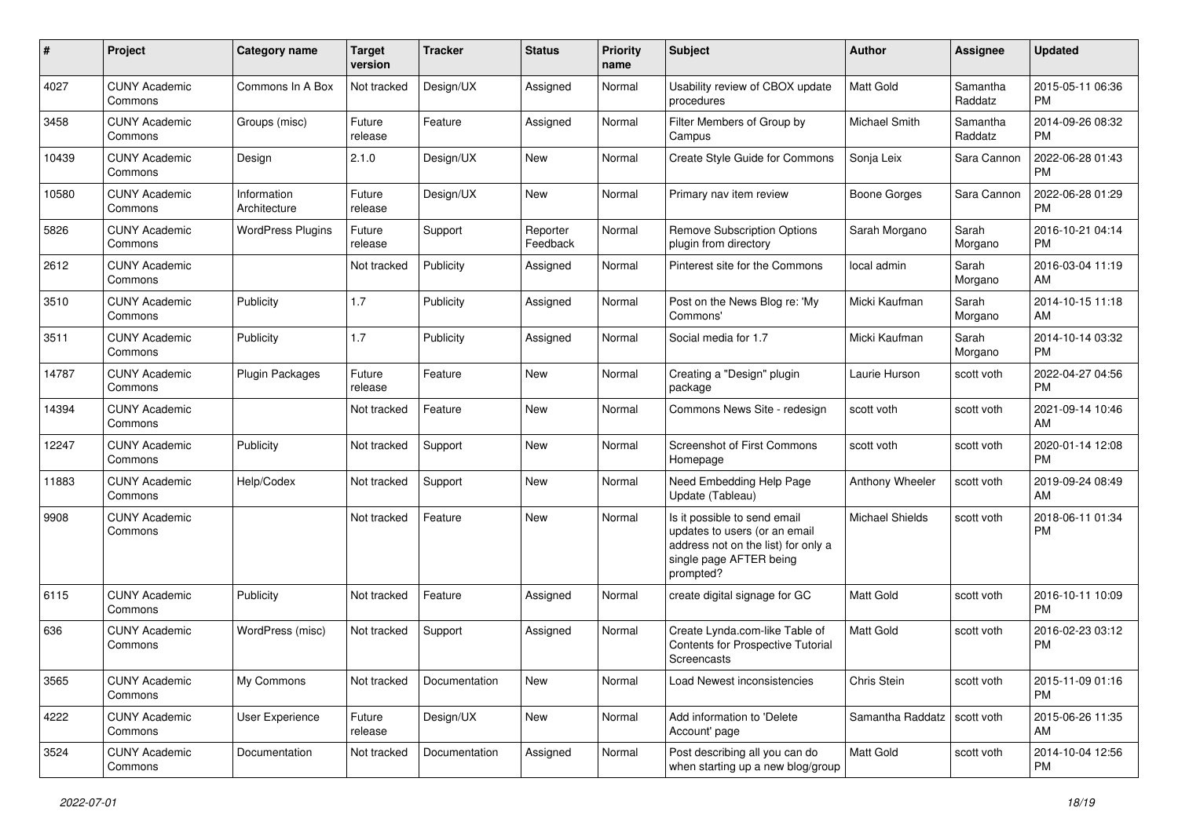| # | Project | Category name | Target version | Tracker | Status | Priority name | Subject | Author | Assignee | Updated |
|---|---|---|---|---|---|---|---|---|---|---|
| 4027 | CUNY Academic Commons | Commons In A Box | Not tracked | Design/UX | Assigned | Normal | Usability review of CBOX update procedures | Matt Gold | Samantha Raddatz | 2015-05-11 06:36 PM |
| 3458 | CUNY Academic Commons | Groups (misc) | Future release | Feature | Assigned | Normal | Filter Members of Group by Campus | Michael Smith | Samantha Raddatz | 2014-09-26 08:32 PM |
| 10439 | CUNY Academic Commons | Design | 2.1.0 | Design/UX | New | Normal | Create Style Guide for Commons | Sonja Leix | Sara Cannon | 2022-06-28 01:43 PM |
| 10580 | CUNY Academic Commons | Information Architecture | Future release | Design/UX | New | Normal | Primary nav item review | Boone Gorges | Sara Cannon | 2022-06-28 01:29 PM |
| 5826 | CUNY Academic Commons | WordPress Plugins | Future release | Support | Reporter Feedback | Normal | Remove Subscription Options plugin from directory | Sarah Morgano | Sarah Morgano | 2016-10-21 04:14 PM |
| 2612 | CUNY Academic Commons | | Not tracked | Publicity | Assigned | Normal | Pinterest site for the Commons | local admin | Sarah Morgano | 2016-03-04 11:19 AM |
| 3510 | CUNY Academic Commons | Publicity | 1.7 | Publicity | Assigned | Normal | Post on the News Blog re: 'My Commons' | Micki Kaufman | Sarah Morgano | 2014-10-15 11:18 AM |
| 3511 | CUNY Academic Commons | Publicity | 1.7 | Publicity | Assigned | Normal | Social media for 1.7 | Micki Kaufman | Sarah Morgano | 2014-10-14 03:32 PM |
| 14787 | CUNY Academic Commons | Plugin Packages | Future release | Feature | New | Normal | Creating a "Design" plugin package | Laurie Hurson | scott voth | 2022-04-27 04:56 PM |
| 14394 | CUNY Academic Commons | | Not tracked | Feature | New | Normal | Commons News Site - redesign | scott voth | scott voth | 2021-09-14 10:46 AM |
| 12247 | CUNY Academic Commons | Publicity | Not tracked | Support | New | Normal | Screenshot of First Commons Homepage | scott voth | scott voth | 2020-01-14 12:08 PM |
| 11883 | CUNY Academic Commons | Help/Codex | Not tracked | Support | New | Normal | Need Embedding Help Page Update (Tableau) | Anthony Wheeler | scott voth | 2019-09-24 08:49 AM |
| 9908 | CUNY Academic Commons | | Not tracked | Feature | New | Normal | Is it possible to send email updates to users (or an email address not on the list) for only a single page AFTER being prompted? | Michael Shields | scott voth | 2018-06-11 01:34 PM |
| 6115 | CUNY Academic Commons | Publicity | Not tracked | Feature | Assigned | Normal | create digital signage for GC | Matt Gold | scott voth | 2016-10-11 10:09 PM |
| 636 | CUNY Academic Commons | WordPress (misc) | Not tracked | Support | Assigned | Normal | Create Lynda.com-like Table of Contents for Prospective Tutorial Screencasts | Matt Gold | scott voth | 2016-02-23 03:12 PM |
| 3565 | CUNY Academic Commons | My Commons | Not tracked | Documentation | New | Normal | Load Newest inconsistencies | Chris Stein | scott voth | 2015-11-09 01:16 PM |
| 4222 | CUNY Academic Commons | User Experience | Future release | Design/UX | New | Normal | Add information to 'Delete Account' page | Samantha Raddatz | scott voth | 2015-06-26 11:35 AM |
| 3524 | CUNY Academic Commons | Documentation | Not tracked | Documentation | Assigned | Normal | Post describing all you can do when starting up a new blog/group | Matt Gold | scott voth | 2014-10-04 12:56 PM |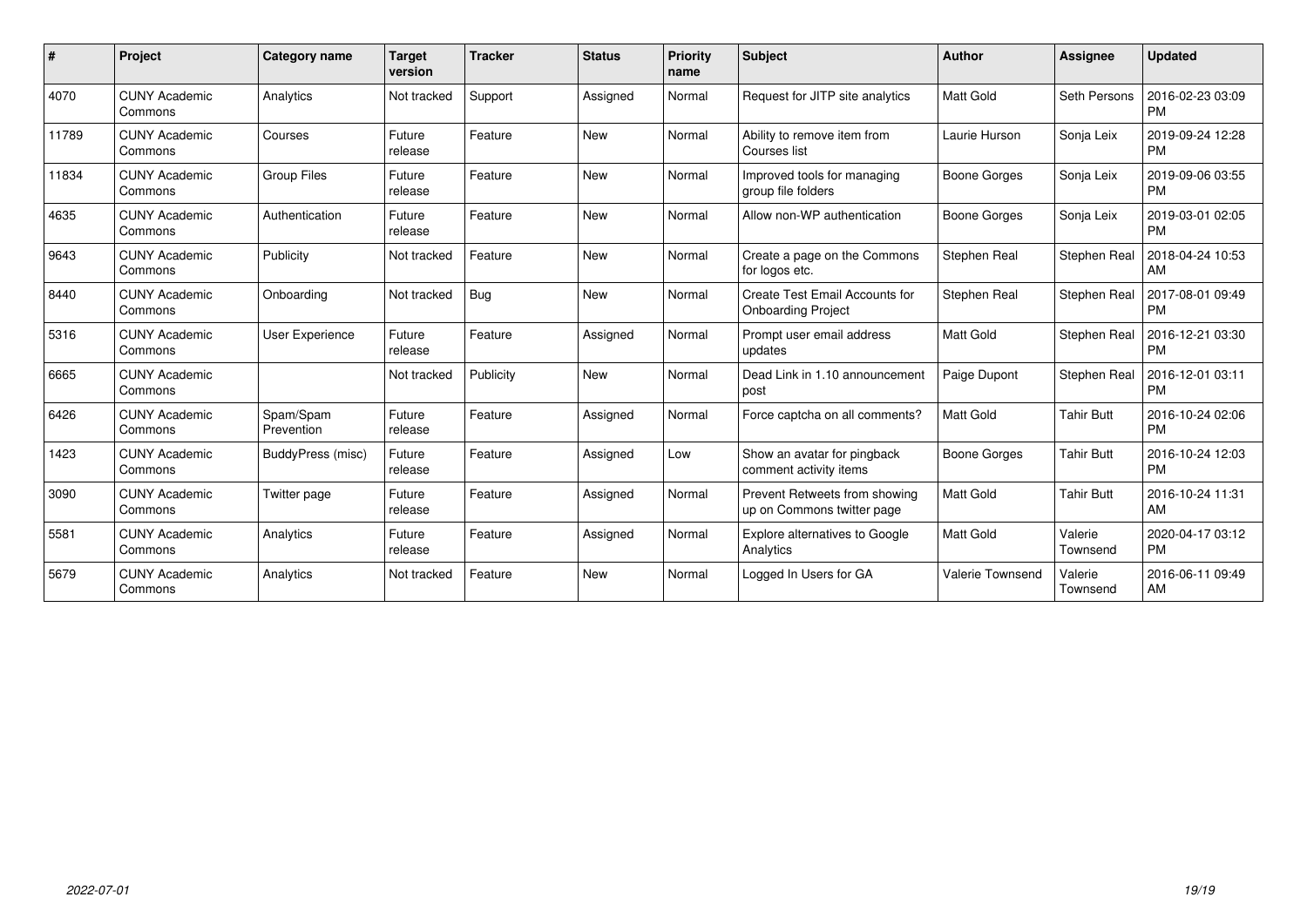| # | Project | Category name | Target version | Tracker | Status | Priority name | Subject | Author | Assignee | Updated |
|---|---|---|---|---|---|---|---|---|---|---|
| 4070 | CUNY Academic Commons | Analytics | Not tracked | Support | Assigned | Normal | Request for JITP site analytics | Matt Gold | Seth Persons | 2016-02-23 03:09 PM |
| 11789 | CUNY Academic Commons | Courses | Future release | Feature | New | Normal | Ability to remove item from Courses list | Laurie Hurson | Sonja Leix | 2019-09-24 12:28 PM |
| 11834 | CUNY Academic Commons | Group Files | Future release | Feature | New | Normal | Improved tools for managing group file folders | Boone Gorges | Sonja Leix | 2019-09-06 03:55 PM |
| 4635 | CUNY Academic Commons | Authentication | Future release | Feature | New | Normal | Allow non-WP authentication | Boone Gorges | Sonja Leix | 2019-03-01 02:05 PM |
| 9643 | CUNY Academic Commons | Publicity | Not tracked | Feature | New | Normal | Create a page on the Commons for logos etc. | Stephen Real | Stephen Real | 2018-04-24 10:53 AM |
| 8440 | CUNY Academic Commons | Onboarding | Not tracked | Bug | New | Normal | Create Test Email Accounts for Onboarding Project | Stephen Real | Stephen Real | 2017-08-01 09:49 PM |
| 5316 | CUNY Academic Commons | User Experience | Future release | Feature | Assigned | Normal | Prompt user email address updates | Matt Gold | Stephen Real | 2016-12-21 03:30 PM |
| 6665 | CUNY Academic Commons | | Not tracked | Publicity | New | Normal | Dead Link in 1.10 announcement post | Paige Dupont | Stephen Real | 2016-12-01 03:11 PM |
| 6426 | CUNY Academic Commons | Spam/Spam Prevention | Future release | Feature | Assigned | Normal | Force captcha on all comments? | Matt Gold | Tahir Butt | 2016-10-24 02:06 PM |
| 1423 | CUNY Academic Commons | BuddyPress (misc) | Future release | Feature | Assigned | Low | Show an avatar for pingback comment activity items | Boone Gorges | Tahir Butt | 2016-10-24 12:03 PM |
| 3090 | CUNY Academic Commons | Twitter page | Future release | Feature | Assigned | Normal | Prevent Retweets from showing up on Commons twitter page | Matt Gold | Tahir Butt | 2016-10-24 11:31 AM |
| 5581 | CUNY Academic Commons | Analytics | Future release | Feature | Assigned | Normal | Explore alternatives to Google Analytics | Matt Gold | Valerie Townsend | 2020-04-17 03:12 PM |
| 5679 | CUNY Academic Commons | Analytics | Not tracked | Feature | New | Normal | Logged In Users for GA | Valerie Townsend | Valerie Townsend | 2016-06-11 09:49 AM |